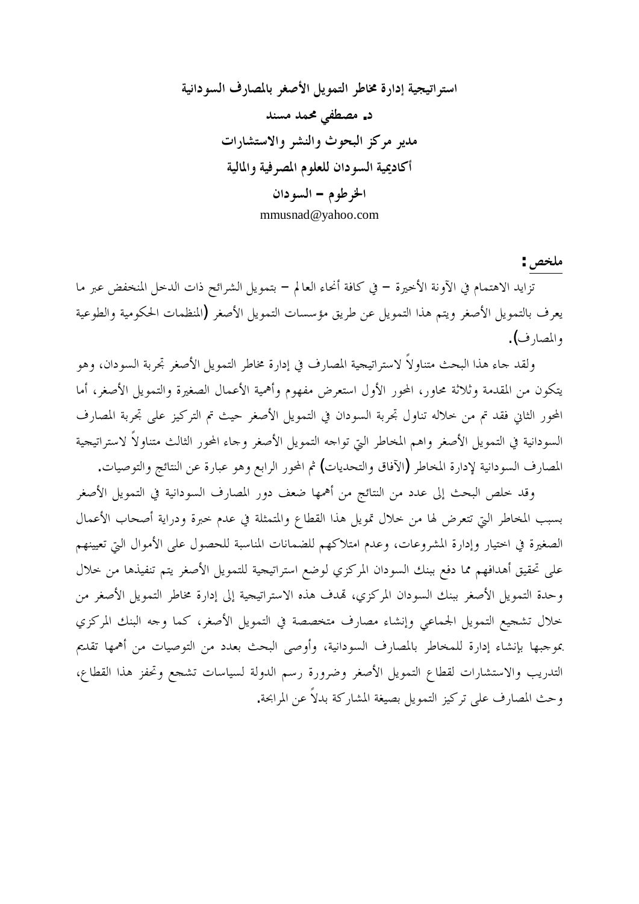# استراتيجية إدارة مخاطر التمويل الأصغر بالمصارف السودانية

**د. مصطفي محمد مسند**

**مدير مركز البحوث والنشر والاستشارات**

**أكاديمية السودان للعلوم المصرفية والمالية**

**الخرطوم – السودان**

mmusnad@yahoo.com

## ملخص:

تزايد الاهتمام في الآونة الأخيرة – في كافة أنحاء العالم – بتمويل الشرائح ذات الدخل المنخفض عبر ما يعرف بالتمويل الأصغر ويتم هذا التمويل عن طريق مؤسسات التمويل الأصغر (المنظمات الحكومية والطوعية والمصارف).

ولقد جاء هذا البحث متناولاً لاستراتيجية المصارف في إدارة مخاطر التمويل الأصغر تجربة السودان، وهو يتكون من المقدمة وثلاثة محاور، المحور الأول استعرض مفهوم وأهمية الأعمال الصغيرة والتمويل الأصغر، أما المحور الثاني فقد تم من خلاله تناول تجربة السودان في التمويل الأصغر حيث تم التركيز على تجربة المصارف السودانية في التمويل الأصغر واهم المخاطر التي تواجه التمويل الأصغر وجاء المحور الثالث متناولاً لاستراتيجية المصارف السودانية لإدارة المخاطر (الآفاق والتحديات) ثم المحور الرابع وهو عبارة عن النتائج والتوصيات.

وقد خلص البحث إلى عدد من النتائج من أهمها ضعف دور المصارف السودانية في التمويل الأصغر بسبب المخاطر التي تتعرض لها من خلال تمويل هذا القطاع والمتمثلة في عدم خبرة ودراية أصحاب الأعمال الصغيرة في اختيار وإدارة المشروعات، وعدم امتلاكهم للضمانات المناسبة للحصول على الأموال التي تعيينهم على تحقيق أهدافهم مما دفع ببنك السودان المركزي لوضع استراتيجية للتمويل الأصغر يتم تنفيذها من خلال وحدة التمويل الأصغر ببنك السودان المركزي، تهدف هذه الاستراتيجية إلى إدارة مخاطر التمويل الأصغر من خلال تشجيع التمويل الجماعي وإنشاء مصارف متخصصة في التمويل الأصغر، كما وجه البنك المركزي بموجبها بإنشاء إدارة للمخاطر بالمصارف السودانية، وأوصى البحث بعدد من التوصيات من أهمها تقديم التدريب والاستشارات لقطاع التمويل الأصغر وضرورة رسم الدولة لسياسات تشجع وتحفز هذا القطاع، وحث المصارف على تركيز التمويل بصيغة المشاركة بدلاً عن المرابحة.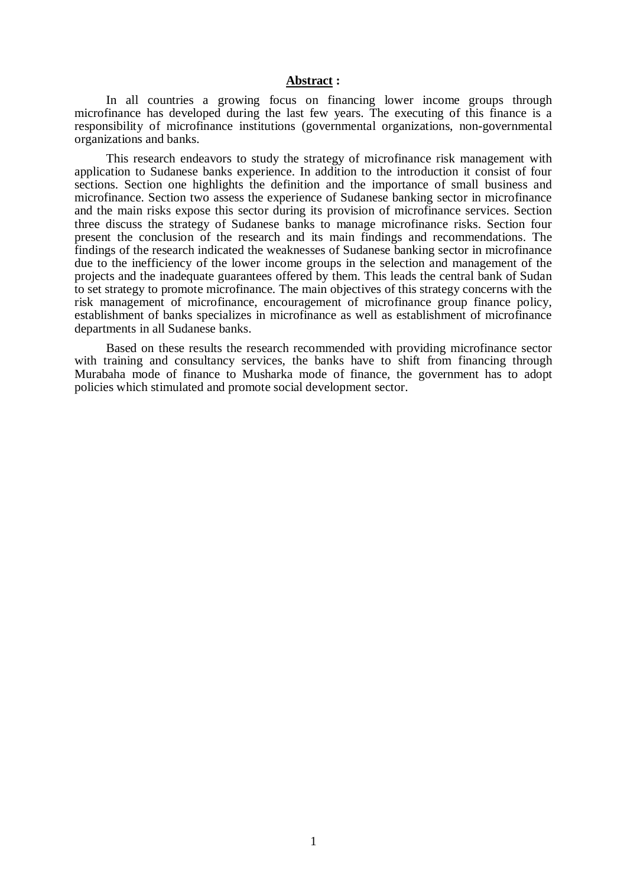## **Abstract :**

In all countries a growing focus on financing lower income groups through microfinance has developed during the last few years. The executing of this finance is a responsibility of microfinance institutions (governmental organizations, non-governmental organizations and banks.

This research endeavors to study the strategy of microfinance risk management with application to Sudanese banks experience. In addition to the introduction it consist of four sections. Section one highlights the definition and the importance of small business and microfinance. Section two assess the experience of Sudanese banking sector in microfinance and the main risks expose this sector during its provision of microfinance services. Section three discuss the strategy of Sudanese banks to manage microfinance risks. Section four present the conclusion of the research and its main findings and recommendations. The findings of the research indicated the weaknesses of Sudanese banking sector in microfinance due to the inefficiency of the lower income groups in the selection and management of the projects and the inadequate guarantees offered by them. This leads the central bank of Sudan to set strategy to promote microfinance. The main objectives of this strategy concerns with the risk management of microfinance, encouragement of microfinance group finance policy, establishment of banks specializes in microfinance as well as establishment of microfinance departments in all Sudanese banks.

Based on these results the research recommended with providing microfinance sector with training and consultancy services, the banks have to shift from financing through Murabaha mode of finance to Musharka mode of finance, the government has to adopt policies which stimulated and promote social development sector.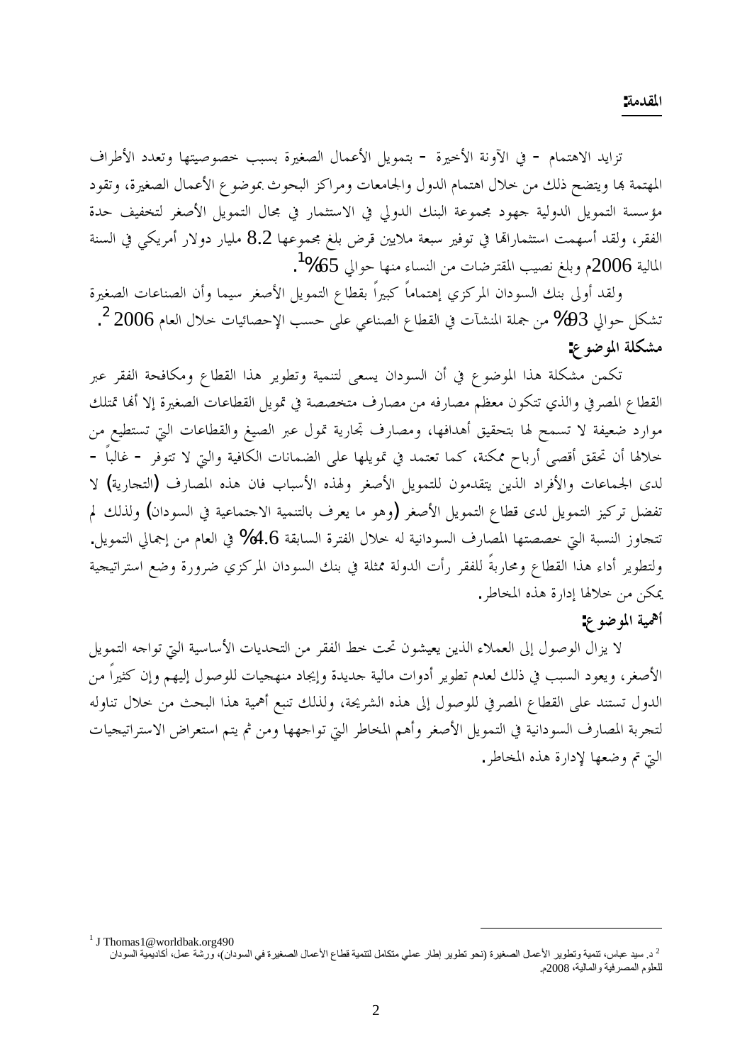## المقدمة:

تزايد الاهتمام - في الآونة الأخيرة - بتمويل الأعمال الصغيرة بسبب خصوصيتها وتعدد الأطراف المهتمة بها ويتضح ذلك من خلال اهتمام الدول والجامعات ومراكز البحوث بموضوع الأعمال الصغيرة، وتقود مؤسسة التمويل الدولية جهود مجموعة البنك الدولي في الاستثمار في مجال التمويل الأصغر لتخفيف حدة الفقر، ولقد أسهمت استثماراتها في توفير سبعة ملايين قرض بلغ مجموعها 8.2 مليار دولار أمريكي في السنة المالية 2006م وبلغ نصيب المقترضات من النساء منها حوالي 65%[1].

ولقد أولى بنك السودان المركزي إهتماماً كبيراً بقطاع التمويل الأصغر سيما وأن الصناعات الصغيرة تشكل حوالي 93% من جملة المنشآت في القطاع الصناعي على حسب الإحصائيات خلال العام 2006[2].

## مشكلة الموضوع:

تكمن مشكلة هذا الموضوع في أن السودان يسعى لتنمية وتطوير هذا القطاع ومكافحة الفقر عبر القطاع المصرفي والذي تتكون معظم مصارفه من مصارف متخصصة في تمويل القطاعات الصغيرة إلا أنها تمتلك موارد ضعيفة لا تسمح لها بتحقيق أهدافها، ومصارف تجارية تمول عبر الصيغ والقطاعات التي تستطيع من خلالها أن تحقق أقصى أرباح ممكنة، كما تعتمد في تمويلها على الضمانات الكافية والتي لا تتوفر - غالباً - لدى الجماعات والأفراد الذين يتقدمون للتمويل الأصغر ولهذه الأسباب فان هذه المصارف (التجارية) لا تفضل تركيز التمويل لدى قطاع التمويل الأصغر (وهو ما يعرف بالتنمية الاجتماعية في السودان) ولذلك لم تتجاوز النسبة التي خصصتها المصارف السودانية له خلال الفترة السابقة 4.6% في العام من إجمالي التمويل. ولتطوير أداء هذا القطاع ومحاربةً للفقر رأت الدولة ممثلة في بنك السودان المركزي ضرورة وضع استراتيجية يمكن من خلالها إدارة هذه المخاطر.

## أهمية الموضوع:

لا يزال الوصول إلى العملاء الذين يعيشون تحت خط الفقر من التحديات الأساسية التي تواجه التمويل الأصغر، ويعود السبب في ذلك لعدم تطوير أدوات مالية جديدة وإيجاد منهجيات للوصول إليهم وإن كثيراً من الدول تستند على القطاع المصرفي للوصول إلى هذه الشريحة، ولذلك تنبع أهمية هذا البحث من خلال تناوله لتجربة المصارف السودانية في التمويل الأصغر وأهم المخاطر التي تواجهها ومن ثم يتم استعراض الاستراتيجيات التي تم وضعها لإدارة هذه المخاطر.

---

[1] J Thomas1@worldbak.org490

[2] د. سيد عباس، تنمية وتطوير الأعمال الصغيرة (نحو تطوير إطار عملي متكامل لتنمية قطاع الأعمال الصغيرة في السودان)، ورشة عمل، أكاديمية السودان للعلوم المصرفية والمالية، 2008م.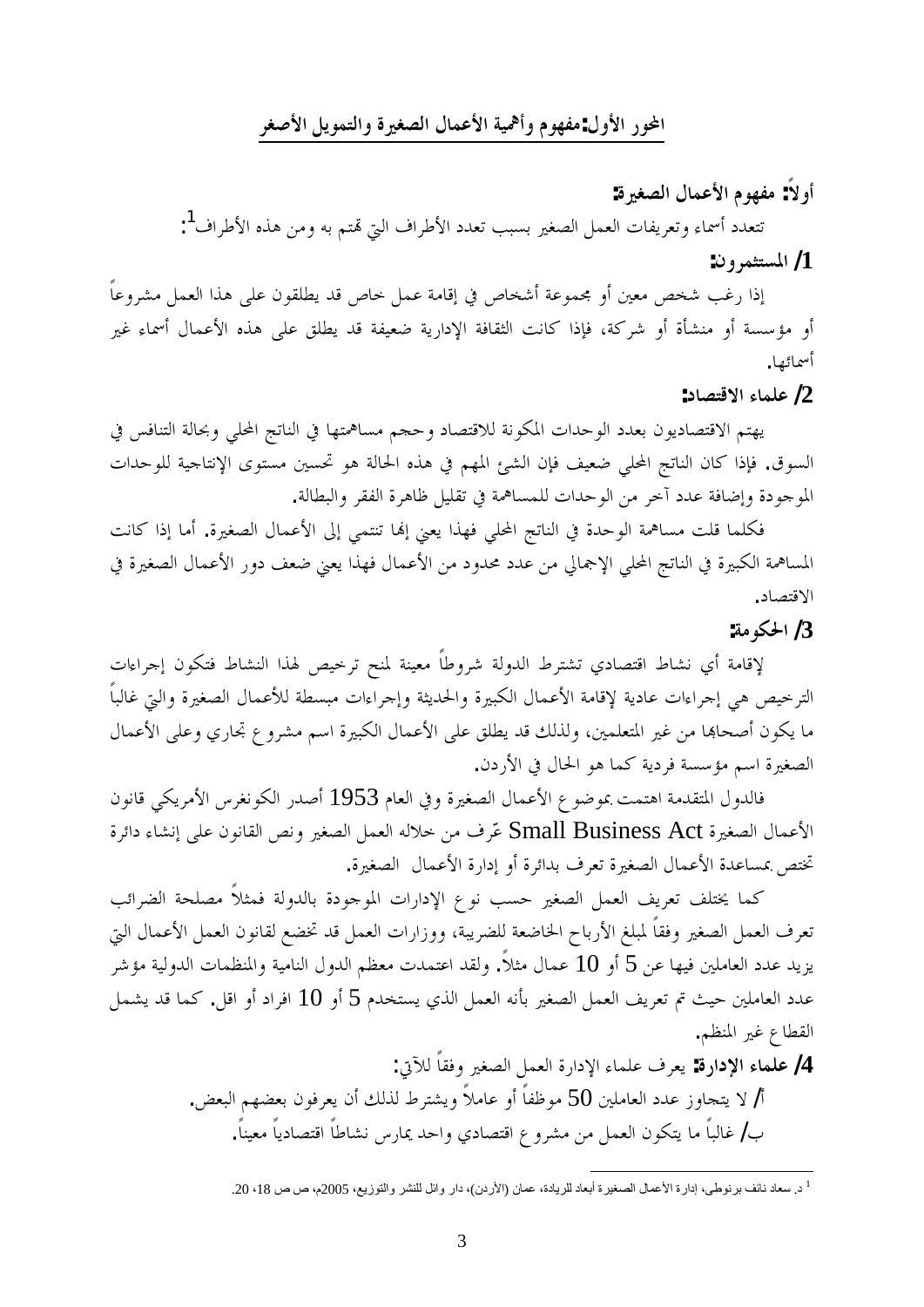## المحور الأول: مفهوم وأهمية الأعمال الصغيرة والتمويل الأصغر

### أولاً: مفهوم الأعمال الصغيرة:

تتعدد أسماء وتعريفات العمل الصغير بسبب تعدد الأطراف التي تهتم به ومن هذه الأطراف[1]:

#### 1/ المستثمرون:

إذا رغب شخص معين أو مجموعة أشخاص في إقامة عمل خاص قد يطلقون على هذا العمل مشروعاً أو مؤسسة أو منشأة أو شركة، فإذا كانت الثقافة الإدارية ضعيفة قد يطلق على هذه الأعمال أسماء غير أسمائها.

#### 2/ علماء الاقتصاد:

يهتم الاقتصاديون بعدد الوحدات المكونة للاقتصاد وحجم مساهمتها في الناتج المحلي وبحالة التنافس في السوق. فإذا كان الناتج المحلي ضعيف فإن الشئ المهم في هذه الحالة هو تحسين مستوى الإنتاجية للوحدات الموجودة وإضافة عدد آخر من الوحدات للمساهمة في تقليل ظاهرة الفقر والبطالة.

فكلما قلت مساهمة الوحدة في الناتج المحلي فهذا يعني إنها تنتمي إلى الأعمال الصغيرة. أما إذا كانت المساهمة الكبيرة في الناتج المحلي الإجمالي من عدد محدود من الأعمال فهذا يعني ضعف دور الأعمال الصغيرة في الاقتصاد.

#### 3/ الحكومة:

لإقامة أي نشاط اقتصادي تشترط الدولة شروطاً معينة لمنح ترخيص لهذا النشاط فتكون إجراءات الترخيص هي إجراءات عادية لإقامة الأعمال الكبيرة والحديثة وإجراءات مبسطة للأعمال الصغيرة والتي غالباً ما يكون أصحابها من غير المتعلمين، ولذلك قد يطلق على الأعمال الكبيرة اسم مشروع تجاري وعلى الأعمال الصغيرة اسم مؤسسة فردية كما هو الحال في الأردن.

فالدول المتقدمة اهتمت بموضوع الأعمال الصغيرة وفي العام 1953 أصدر الكونغرس الأمريكي قانون الأعمال الصغيرة Small Business Act عرّف من خلاله العمل الصغير ونص القانون على إنشاء دائرة تختص بمساعدة الأعمال الصغيرة تعرف بدائرة أو إدارة الأعمال الصغيرة.

كما يختلف تعريف العمل الصغير حسب نوع الإدارات الموجودة بالدولة فمثلاً مصلحة الضرائب تعرف العمل الصغير وفقاً لمبلغ الأرباح الخاضعة للضريبة، ووزارات العمل قد تخضع لقانون العمل الأعمال التي يزيد عدد العاملين فيها عن 5 أو 10 عمال مثلاً. ولقد اعتمدت معظم الدول النامية والمنظمات الدولية مؤشر عدد العاملين حيث تم تعريف العمل الصغير بأنه العمل الذي يستخدم 5 أو 10 افراد أو اقل. كما قد يشمل القطاع غير المنظم.

#### 4/ علماء الإدارة: **يعرف علماء الإدارة العمل الصغير وفقاً للآتي:**

أ/ لا يتجاوز عدد العاملين 50 موظفاً أو عاملاً ويشترط لذلك أن يعرفون بعضهم البعض.

ب/ غالباً ما يتكون العمل من مشروع اقتصادي واحد يمارس نشاطاً اقتصادياً معيناً.

---

[1] د. سعاد نائف برنوطي، إدارة الأعمال الصغيرة أبعاد للريادة، عمان (الأردن)، دار وائل للنشر والتوزيع، 2005م، ص ص 18، 20.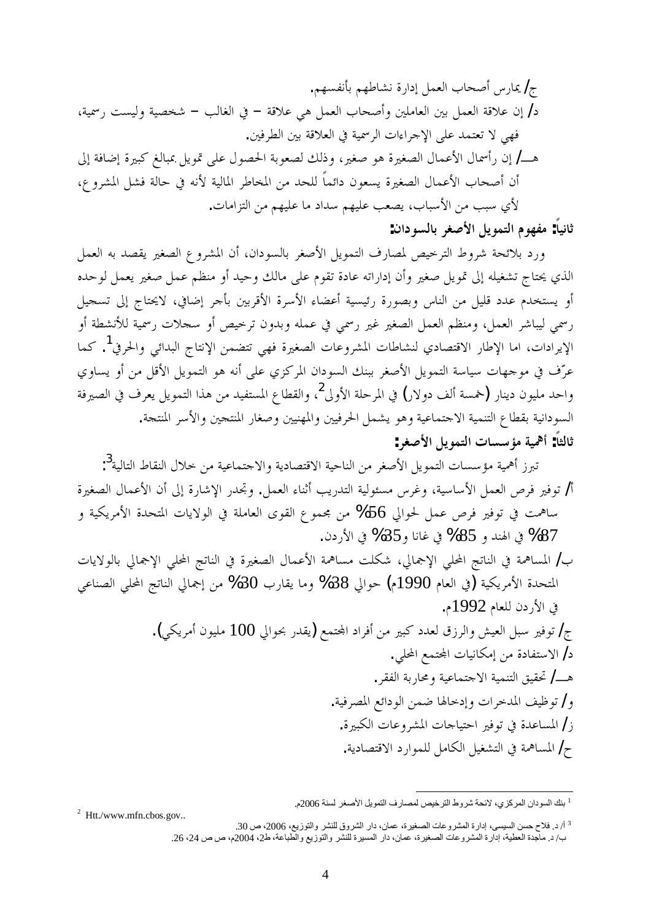ج/ يمارس أصحاب العمل إدارة نشاطهم بأنفسهم.

د/ إن علاقة العمل بين العاملين وأصحاب العمل هي علاقة – في الغالب – شخصية وليست رسمية، فهي لا تعتمد على الإجراءات الرسمية في العلاقة بين الطرفين.

هـ/ إن رأسمال الأعمال الصغيرة هو صغير، وذلك لصعوبة الحصول على تمويل بمبالغ كبيرة إضافة إلى أن أصحاب الأعمال الصغيرة يسعون دائماً للحد من المخاطر المالية لأنه في حالة فشل المشروع، لأي سبب من الأسباب، يصعب عليهم سداد ما عليهم من التزامات.

**ثانياً: مفهوم التمويل الأصغر بالسودان:**

ورد بلائحة شروط الترخيص لمصارف التمويل الأصغر بالسودان، أن المشروع الصغير يقصد به العمل الذي يحتاج تشغيله إلى تمويل صغير وأن إداراته عادة تقوم على مالك وحيد أو منظم عمل صغير يعمل لوحده أو يستخدم عدد قليل من الناس وبصورة رئيسية أعضاء الأسرة الأقربين بأجر إضافي، لايحتاج إلى تسجيل رسمي ليباشر العمل، ومنظم العمل الصغير غير رسمي في عمله وبدون ترخيص أو سجلات رسمية للأنشطة أو الإيرادات، اما الإطار الاقتصادي لنشاطات المشروعات الصغيرة فهي تتضمن الإنتاج البدائي والحرفي[1]. كما عرّف في موجهات سياسة التمويل الأصغر ببنك السودان المركزي على أنه هو التمويل الأقل من أو يساوي واحد مليون دينار (خمسة ألف دولار) في المرحلة الأولى[2]، والقطاع المستفيد من هذا التمويل يعرف في الصيرفة السودانية بقطاع التنمية الاجتماعية وهو يشمل الحرفيين والمهنيين وصغار المنتجين والأسر المنتجة.

**ثالثاً: أهمية مؤسسات التمويل الأصغر:**

تبرز أهمية مؤسسات التمويل الأصغر من الناحية الاقتصادية والاجتماعية من خلال النقاط التالية[3]:

أ/ توفير فرص العمل الأساسية، وغرس مسئولية التدريب أثناء العمل. وتجدر الإشارة إلى أن الأعمال الصغيرة ساهمت في توفير فرص عمل لحوالي 56% من مجموع القوى العاملة في الولايات المتحدة الأمريكية و 87% في الهند و 85% في غانا و35% في الأردن.

ب/ المساهمة في الناتج المحلي الإجمالي، شكلت مساهمة الأعمال الصغيرة في الناتج المحلي الإجمالي بالولايات المتحدة الأمريكية (في العام 1990م) حوالي 38% وما يقارب 30% من إجمالي الناتج المحلي الصناعي في الأردن للعام 1992م.

ج/ توفير سبل العيش والرزق لعدد كبير من أفراد المجتمع (يقدر بحوالي 100 مليون أمريكي).

د/ الاستفادة من إمكانيات المجتمع المحلي.

هـ/ تحقيق التنمية الاجتماعية ومحاربة الفقر.

و/ توظيف المدخرات وإدخالها ضمن الودائع المصرفية.

ز/ المساعدة في توفير احتياجات المشروعات الكبيرة.

ح/ المساهمة في التشغيل الكامل للموارد الاقتصادية.

---

[1] بنك السودان المركزي، لائحة شروط الترخيص لمصارف التمويل الأصغر لسنة 2006م.

[2] Htt./www.mfn.cbos.gov..

[3] أ/ د. فلاح حسن السيسي، إدارة المشروعات الصغيرة، عمان، دار الشروق للنشر والتوزيع، 2006، ص 30.
ب/ د. ماجدة العطية، إدارة المشروعات الصغيرة، عمان، دار المسيرة للنشر والتوزيع والطباعة، ط2، 2004م، ص ص 24، 26.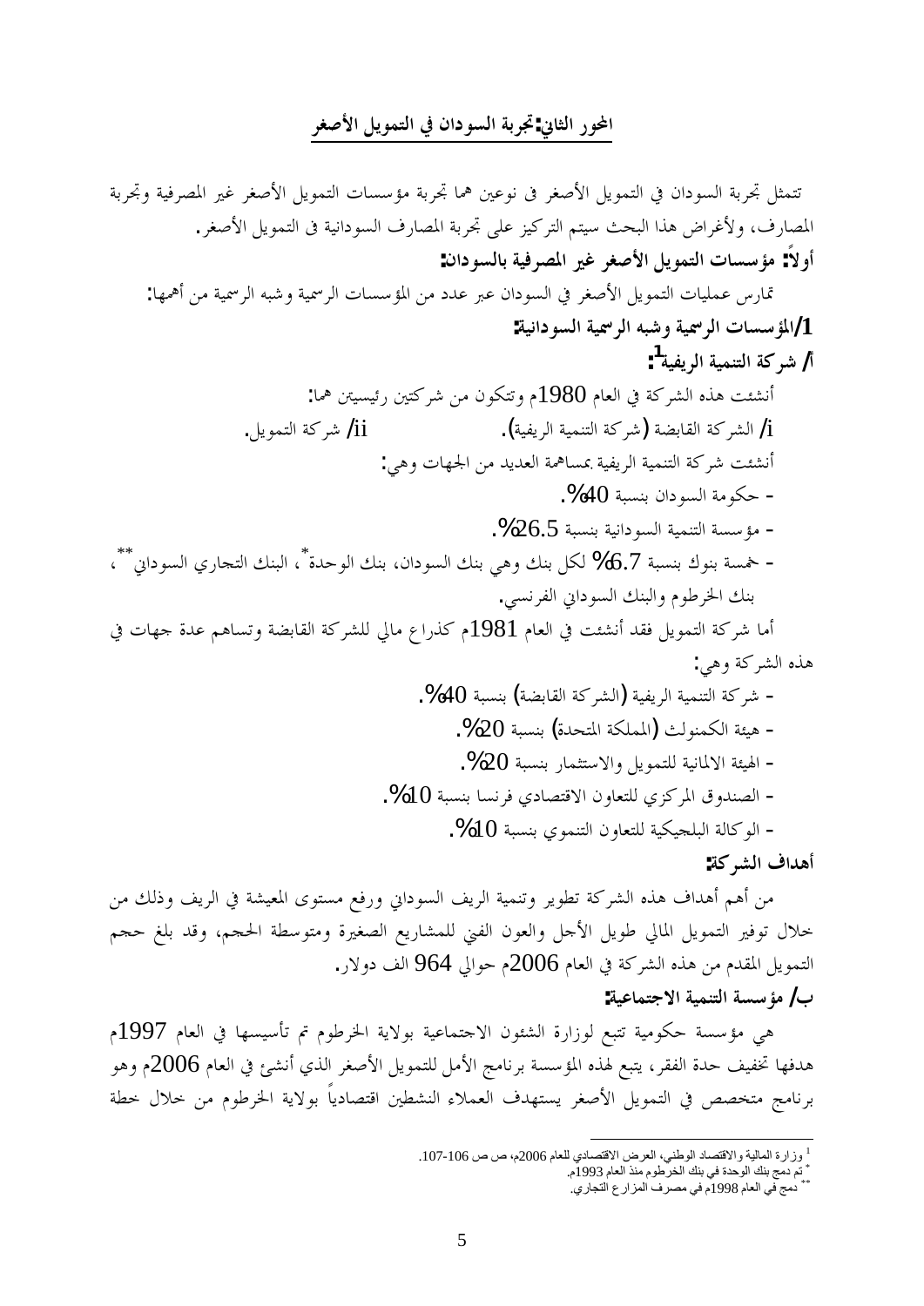## المحور الثاني: تجربة السودان في التمويل الأصغر

تتمثل تجربة السودان في التمويل الأصغر فى نوعين هما تجربة مؤسسات التمويل الأصغر غير المصرفية وتجربة المصارف، ولأغراض هذا البحث سيتم التركيز على تجربة المصارف السودانية فى التمويل الأصغر.

### أولاً: مؤسسات التمويل الأصغر غير المصرفية بالسودان:

تمارس عمليات التمويل الأصغر في السودان عبر عدد من المؤسسات الرسمية وشبه الرسمية من أهمها:

#### 1/المؤسسات الرسمية وشبه الرسمية السودانية:

##### أ/ شركة التنمية الريفية[1]:

أنشئت هذه الشركة في العام 1980م وتتكون من شركتين رئيسيتين هما:

i/ الشركة القابضة (شركة التنمية الريفية).    ii/ شركة التمويل.

أنشئت شركة التنمية الريفية بمساهمة العديد من الجهات وهي:

- حكومة السودان بنسبة 40%.
- مؤسسة التنمية السودانية بنسبة 26.5%.
- خمسة بنوك بنسبة 6.7% لكل بنك وهي بنك السودان، بنك الوحدة*، البنك التجاري السوداني**، بنك الخرطوم والبنك السوداني الفرنسي.

أما شركة التمويل فقد أنشئت في العام 1981م كذراع مالي للشركة القابضة وتساهم عدة جهات في هذه الشركة وهي:

- شركة التنمية الريفية (الشركة القابضة) بنسبة 40%.
- هيئة الكمنولث (المملكة المتحدة) بنسبة 20%.
- الهيئة الالمانية للتمويل والاستثمار بنسبة 20%.
- الصندوق المركزي للتعاون الاقتصادي فرنسا بنسبة 10%.
- الوكالة البلجيكية للتعاون التنموي بنسبة 10%.

**أهداف الشركة:**

من أهم أهداف هذه الشركة تطوير وتنمية الريف السوداني ورفع مستوى المعيشة في الريف وذلك من خلال توفير التمويل المالي طويل الأجل والعون الفني للمشاريع الصغيرة ومتوسطة الحجم، وقد بلغ حجم التمويل المقدم من هذه الشركة في العام 2006م حوالي 964 الف دولار.

##### ب/ مؤسسة التنمية الاجتماعية:

هي مؤسسة حكومية تتبع لوزارة الشئون الاجتماعية بولاية الخرطوم تم تأسيسها في العام 1997م هدفها تخفيف حدة الفقر، يتبع لهذه المؤسسة برنامج الأمل للتمويل الأصغر الذي أنشئ في العام 2006م وهو برنامج متخصص في التمويل الأصغر يستهدف العملاء النشطين اقتصادياً بولاية الخرطوم من خلال خطة

---

[1] وزارة المالية والاقتصاد الوطني، العرض الاقتصادي للعام 2006م، ص ص 106-107.

* تم دمج بنك الوحدة في بنك الخرطوم منذ العام 1993م.

** دمج في العام 1998م في مصرف المزارع التجاري.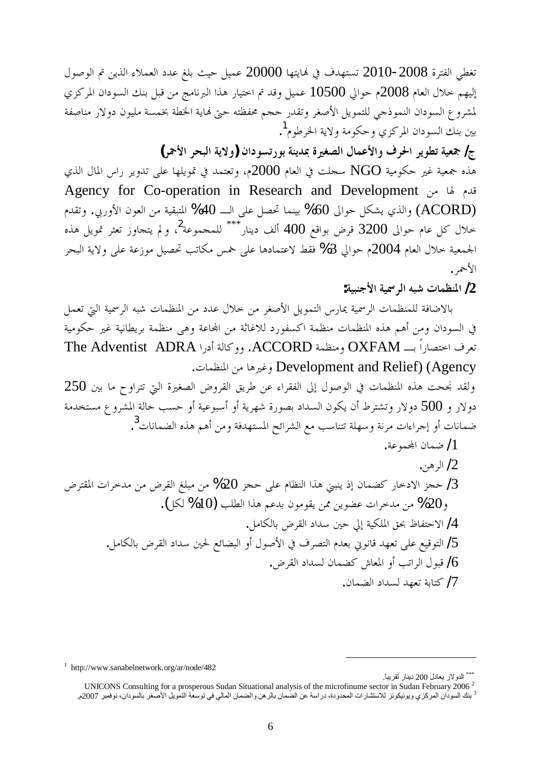تغطي الفترة 2008-2010 تستهدف في نهايتها 20000 عميل حيث بلغ عدد العملاء الذين تم الوصول إليهم خلال العام 2008م حوالي 10500 عميل وقد تم اختيار هذا البرنامج من قبل بنك السودان المركزي لمشروع السودان النموذجي للتمويل الأصغر وتقدر حجم محفظته حتى نهاية الخطة بخمسة مليون دولار مناصفة بين بنك السودان المركزي وحكومة ولاية الخرطوم[1].

**ج/ جمعية تطوير الحرف والأعمال الصغيرة بمدينة بورتسودان (ولاية البحر الأحمر)**

هذه جمعية غير حكومية NGO سجلت في العام 2000م، وتعتمد في تمويلها على تدوير راس المال الذي قدم لها من Agency for Co-operation in Research and Development (ACORD) والذي يشكل حوالى 60% بينما تحصل على الـــ 40% المتبقية من العون الأوربي. وتقدم خلال كل عام حوالى 3200 قرض بواقع 400 ألف دينار[***] للمجموعة[2]، ولم يتجاوز تعثر تمويل هذه الجمعية خلال العام 2004م حوالي 3% فقط لاعتمادها على خمس مكاتب تحصيل موزعة على ولاية البحر الأحمر.

**2/ المنظمات شبه الرسمية الأجنبية:**

بالاضافة للمنظمات الرسمية يمارس التمويل الأصغر من خلال عدد من المنظمات شبه الرسمية التي تعمل في السودان ومن أهم هذه المنظمات منظمة اكسفورد للاغاثة من المجاعة وهى منظمة بريطانية غير حكومية تعرف اختصاراً بــ OXFAM ومنظمة ACCORD. ووكالة أدرا The Adventist ADRA (Development and Relief) (Agency وغيرها من المنظمات.

ولقد نجحت هذه المنظمات في الوصول إلى الفقراء عن طريق القروض الصغيرة التي تتراوح ما بين 250 دولار و 500 دولار وتشترط أن يكون السداد بصورة شهرية أو أسبوعية أو حسب حالة المشروع مستخدمة ضمانات أو إجراءات مرنة وسهلة تتناسب مع الشرائح المستهدفة ومن أهم هذه الضمانات[3].

1/ ضمان المجموعة.

2/ الرهن.

3/ حجز الادخار كضمان إذ ينبني هذا النظام على حجز 20% من مبلغ القرض من مدخرات المقترض و20% من مدخرات عضوين ممن يقومون بدعم هذا الطلب (10% لكل).

4/ الاحتفاظ بحق الملكية إلي حين سداد القرض بالكامل.

5/ التوقيع على تعهد قانوني بعدم التصرف في الأصول أو البضائع لحين سداد القرض بالكامل.

6/ قبول الراتب أو المعاش كضمان لسداد القرض.

7/ كتابة تعهد لسداد الضمان.

---

[1] http://www.sanabelnetwork.org/ar/node/482

[***] الدولار يعادل 200 دينار تقريبا.

[2] UNICONS Consulting for a prosperous Sudan Situational analysis of the microfinume sector in Sudan February 2006

[3] بنك السودان المركزي ويونيكونز للاستشارات المحدودة، دراسة عن الضمان بالرهن والضمان المالي في توسعة التمويل الأصغر بالسودان، نوفمبر 2007م.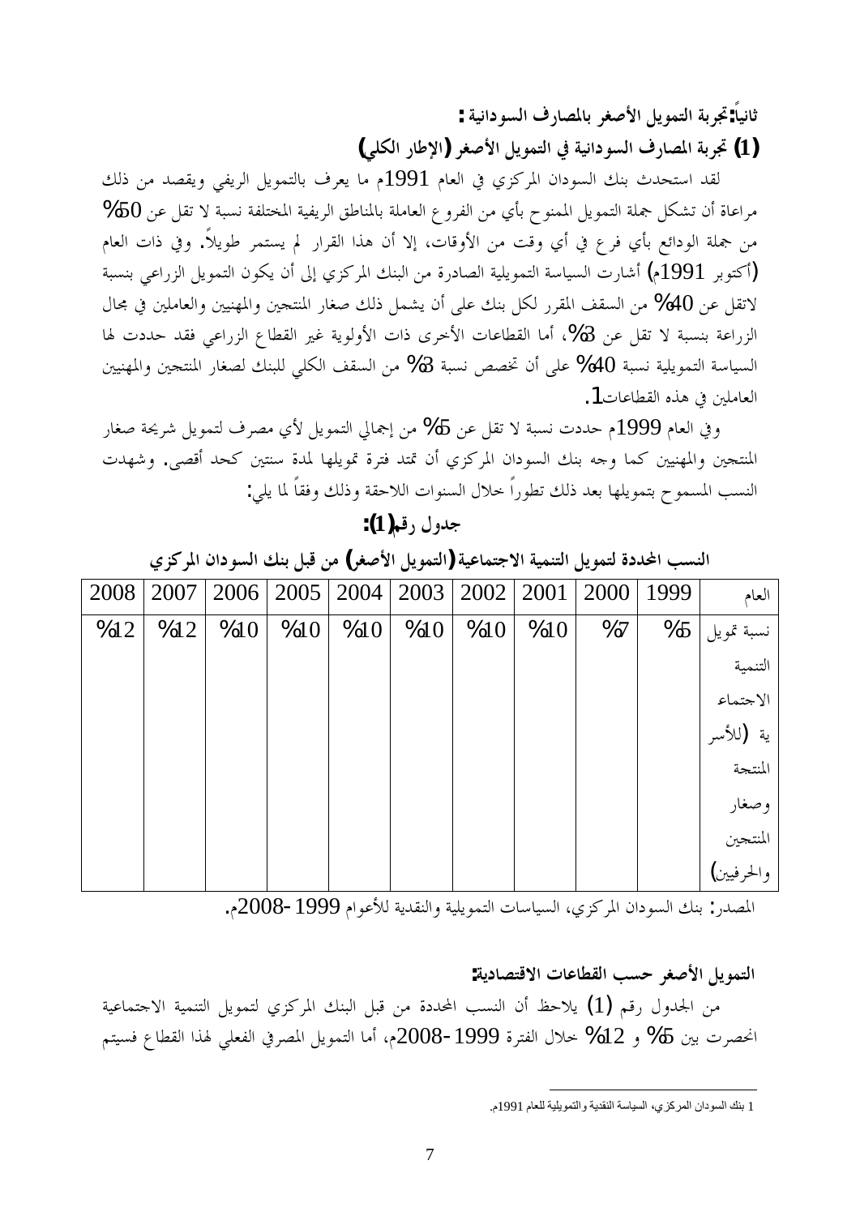**ثانياً: تجربة التمويل الأصغر بالمصارف السودانية :**

**(1) تجربة المصارف السودانية في التمويل الأصغر (الإطار الكلي)**

لقد استحدث بنك السودان المركزي في العام 1991م ما يعرف بالتمويل الريفي ويقصد من ذلك مراعاة أن تشكل جملة التمويل الممنوح بأي من الفروع العاملة بالمناطق الريفية المختلفة نسبة لا تقل عن 50% من جملة الودائع بأي فرع في أي وقت من الأوقات، إلا أن هذا القرار لم يستمر طويلاً. وفي ذات العام (أكتوبر 1991م) أشارت السياسة التمويلية الصادرة من البنك المركزي إلى أن يكون التمويل الزراعي بنسبة لاتقل عن 40% من السقف المقرر لكل بنك على أن يشمل ذلك صغار المنتجين والمهنيين والعاملين في مجال الزراعة بنسبة لا تقل عن 3%، أما القطاعات الأخرى ذات الأولوية غير القطاع الزراعي فقد حددت لها السياسة التمويلية نسبة 40% على أن تخصص نسبة 3% من السقف الكلي للبنك لصغار المنتجين والمهنيين العاملين في هذه القطاعات[1].

وفي العام 1999م حددت نسبة لا تقل عن 5% من إجمالي التمويل لأي مصرف لتمويل شريحة صغار المنتجين والمهنيين كما وجه بنك السودان المركزي أن تمتد فترة تمويلها لمدة سنتين كحد أقصى. وشهدت النسب المسموح بتمويلها بعد ذلك تطوراً خلال السنوات اللاحقة وذلك وفقاً لما يلي:

**جدول رقم (1):**

**النسب المحددة لتمويل التنمية الاجتماعية (التمويل الأصغر) من قبل بنك السودان المركزي**

| العام | 1999 | 2000 | 2001 | 2002 | 2003 | 2004 | 2005 | 2006 | 2007 | 2008 |
|---|---|---|---|---|---|---|---|---|---|---|
| نسبة تمويل التنمية الاجتماعية (للأسر المنتجة وصغار المنتجين والحرفيين) | 5% | 7% | 10% | 10% | 10% | 10% | 10% | 10% | 12% | 12% |

المصدر: بنك السودان المركزي، السياسات التمويلية والنقدية للأعوام 1999-2008م.

**التمويل الأصغر حسب القطاعات الاقتصادية:**

من الجدول رقم (1) يلاحظ أن النسب المحددة من قبل البنك المركزي لتمويل التنمية الاجتماعية انحصرت بين 5% و 12% خلال الفترة 1999-2008م، أما التمويل المصرفي الفعلي لهذا القطاع فسيتم

---

[1] بنك السودان المركزي، السياسة النقدية والتمويلية للعام 1991م.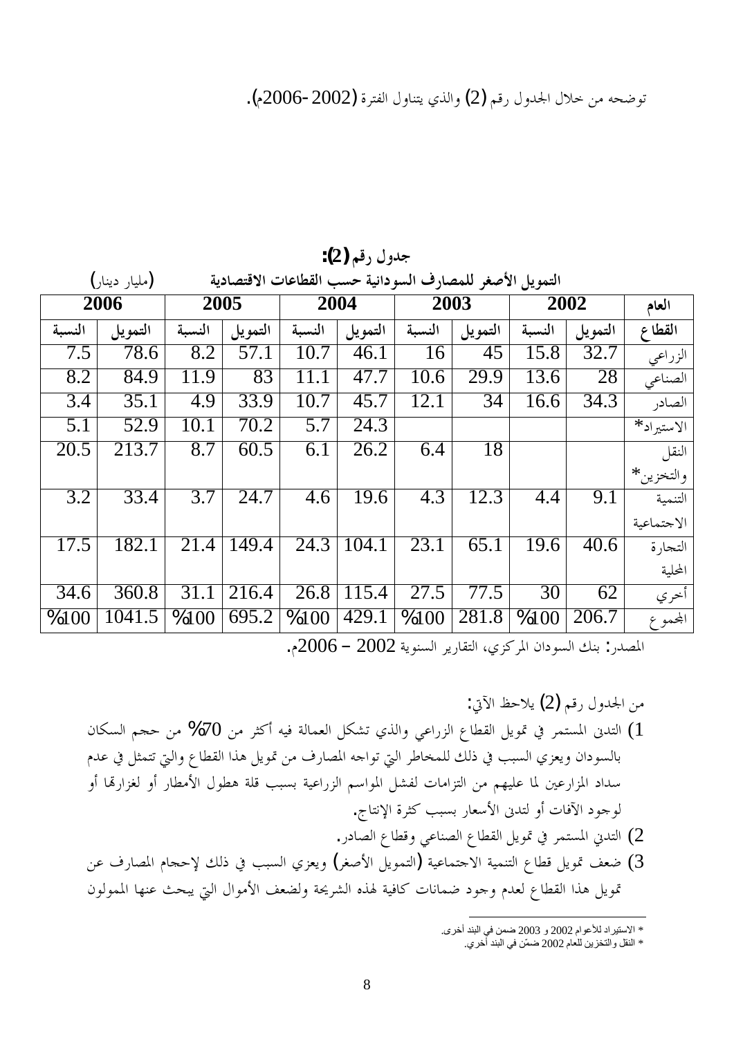توضحه من خلال الجدول رقم (2) والذي يتناول الفترة (2002-2006م).

**جدول رقم (2):**

**التمويل الأصغر للمصارف السودانية حسب القطاعات الاقتصادية** (مليار دينار)

| العام | 2002 | | 2003 | | 2004 | | 2005 | | 2006 | |
|---|---|---|---|---|---|---|---|---|---|---|
| **القطاع** | **التمويل** | **النسبة** | **التمويل** | **النسبة** | **التمويل** | **النسبة** | **التمويل** | **النسبة** | **التمويل** | **النسبة** |
| الزراعي | 32.7 | 15.8 | 45 | 16 | 46.1 | 10.7 | 57.1 | 8.2 | 78.6 | 7.5 |
| الصناعي | 28 | 13.6 | 29.9 | 10.6 | 47.7 | 11.1 | 83 | 11.9 | 84.9 | 8.2 |
| الصادر | 34.3 | 16.6 | 34 | 12.1 | 45.7 | 10.7 | 33.9 | 4.9 | 35.1 | 3.4 |
| الاستيراد* | | | | | 24.3 | 5.7 | 70.2 | 10.1 | 52.9 | 5.1 |
| النقل والتخزين* | | | 18 | 6.4 | 26.2 | 6.1 | 60.5 | 8.7 | 213.7 | 20.5 |
| التنمية الاجتماعية | 9.1 | 4.4 | 12.3 | 4.3 | 19.6 | 4.6 | 24.7 | 3.7 | 33.4 | 3.2 |
| التجارة المحلية | 40.6 | 19.6 | 65.1 | 23.1 | 104.1 | 24.3 | 149.4 | 21.4 | 182.1 | 17.5 |
| أخرى | 62 | 30 | 77.5 | 27.5 | 115.4 | 26.8 | 216.4 | 31.1 | 360.8 | 34.6 |
| المجموع | 206.7 | %100 | 281.8 | %100 | 429.1 | %100 | 695.2 | %100 | 1041.5 | %100 |

المصدر: بنك السودان المركزي، التقارير السنوية 2002 – 2006م.

من الجدول رقم (2) يلاحظ الآتي:

1) التدني المستمر في تمويل القطاع الزراعي والذي تشكل العمالة فيه أكثر من 70% من حجم السكان بالسودان ويعزي السبب في ذلك للمخاطر التي تواجه المصارف من تمويل هذا القطاع والتي تتمثل في عدم سداد المزارعين لما عليهم من التزامات لفشل المواسم الزراعية بسبب قلة هطول الأمطار أو لغزارتها أو لوجود الآفات أو لتدني الأسعار بسبب كثرة الإنتاج.
2) التدني المستمر في تمويل القطاع الصناعي وقطاع الصادر.
3) ضعف تمويل قطاع التنمية الاجتماعية (التمويل الأصغر) ويعزي السبب في ذلك لإحجام المصارف عن تمويل هذا القطاع لعدم وجود ضمانات كافية لهذه الشريحة ولضعف الأموال التي يبحث عنها الممولون

---

* الاستيراد للأعوام 2002 و 2003 ضمن في البند أخرى.
* النقل والتخزين للعام 2002 ضمّن في البند أخري.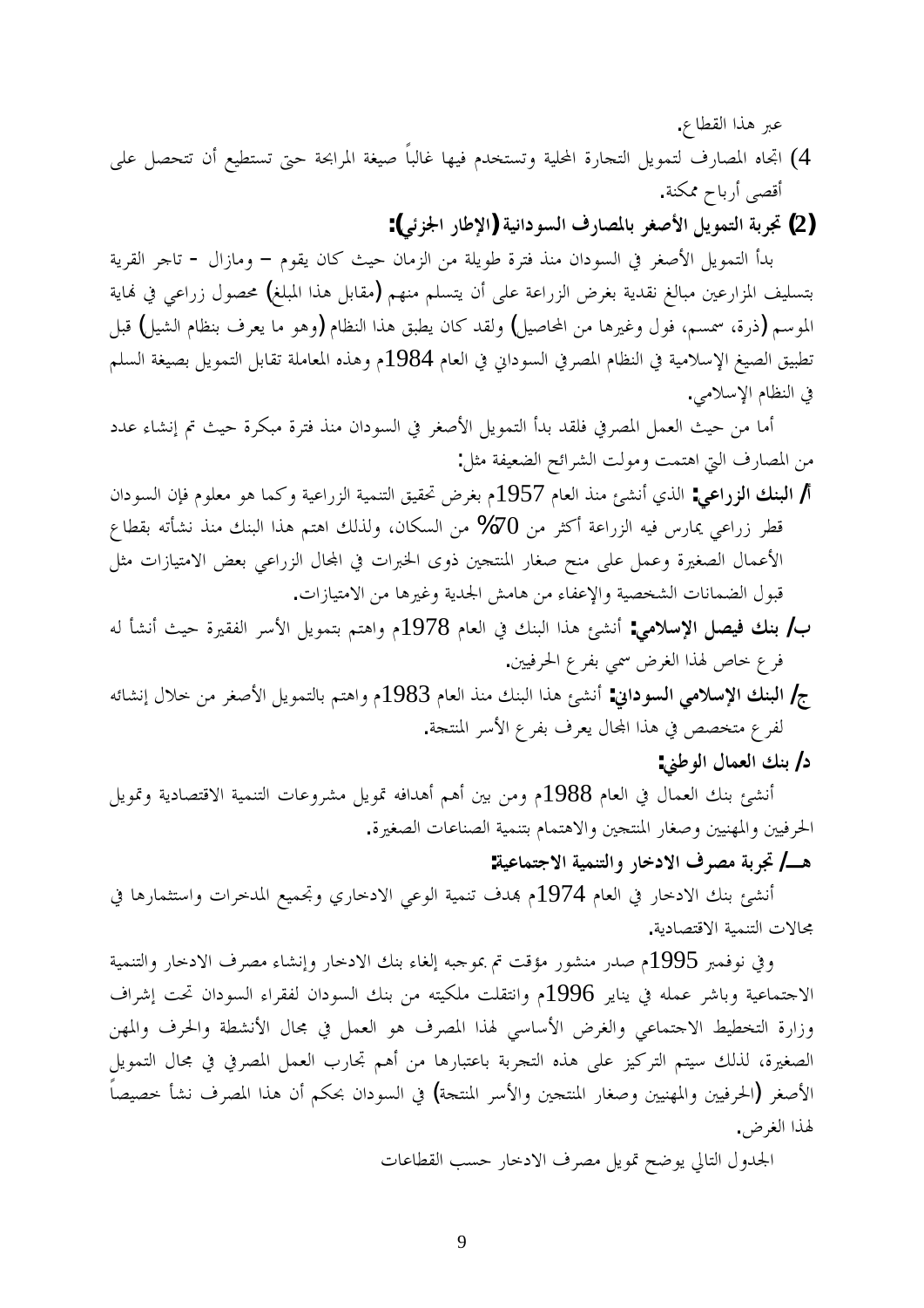عبر هذا القطاع.

4) اتجاه المصارف لتمويل التجارة المحلية وتستخدم فيها غالباً صيغة المرابحة حتى تستطيع أن تتحصل على أقصى أرباح ممكنة.

### (2) تجربة التمويل الأصغر بالمصارف السودانية (الإطار الجزئي):

بدأ التمويل الأصغر في السودان منذ فترة طويلة من الزمان حيث كان يقوم – ومازال - تاجر القرية بتسليف المزارعين مبالغ نقدية بغرض الزراعة على أن يتسلم منهم (مقابل هذا المبلغ) محصول زراعي في نهاية الموسم (ذرة، سمسم، فول وغيرها من المحاصيل) ولقد كان يطبق هذا النظام (وهو ما يعرف بنظام الشيل) قبل تطبيق الصيغ الإسلامية في النظام المصرفي السوداني في العام 1984م وهذه المعاملة تقابل التمويل بصيغة السلم في النظام الإسلامي.

أما من حيث العمل المصرفي فلقد بدأ التمويل الأصغر في السودان منذ فترة مبكرة حيث تم إنشاء عدد من المصارف التي اهتمت ومولت الشرائح الضعيفة مثل:

**أ/ البنك الزراعي:** الذي أنشئ منذ العام 1957م بغرض تحقيق التنمية الزراعية وكما هو معلوم فإن السودان قطر زراعي يمارس فيه الزراعة أكثر من 70% من السكان، ولذلك اهتم هذا البنك منذ نشأته بقطاع الأعمال الصغيرة وعمل على منح صغار المنتجين ذوى الخبرات في المجال الزراعي بعض الامتيازات مثل قبول الضمانات الشخصية والإعفاء من هامش الجدية وغيرها من الامتيازات.

**ب/ بنك فيصل الإسلامي:** أنشئ هذا البنك في العام 1978م واهتم بتمويل الأسر الفقيرة حيث أنشأ له فرع خاص لهذا الغرض سمي بفرع الحرفيين.

**ج/ البنك الإسلامي السوداني:** أنشئ هذا البنك منذ العام 1983م واهتم بالتمويل الأصغر من خلال إنشائه لفرع متخصص في هذا المجال يعرف بفرع الأسر المنتجة.

**د/ بنك العمال الوطني:**

أنشئ بنك العمال في العام 1988م ومن بين أهم أهدافه تمويل مشروعات التنمية الاقتصادية وتمويل الحرفيين والمهنيين وصغار المنتجين والاهتمام بتنمية الصناعات الصغيرة.

**هـ/ تجربة مصرف الادخار والتنمية الاجتماعية:**

أنشئ بنك الادخار في العام 1974م بهدف تنمية الوعي الادخاري وتجميع المدخرات واستثمارها في مجالات التنمية الاقتصادية.

وفي نوفمبر 1995م صدر منشور مؤقت تم بموجبه إلغاء بنك الادخار وإنشاء مصرف الادخار والتنمية الاجتماعية وباشر عمله في يناير 1996م وانتقلت ملكيته من بنك السودان لفقراء السودان تحت إشراف وزارة التخطيط الاجتماعي والغرض الأساسي لهذا المصرف هو العمل في مجال الأنشطة والحرف والمهن الصغيرة، لذلك سيتم التركيز على هذه التجربة باعتبارها من أهم تجارب العمل المصرفي في مجال التمويل الأصغر (الحرفيين والمهنيين وصغار المنتجين والأسر المنتجة) في السودان بحكم أن هذا المصرف نشأ خصيصاً لهذا الغرض.

الجدول التالي يوضح تمويل مصرف الادخار حسب القطاعات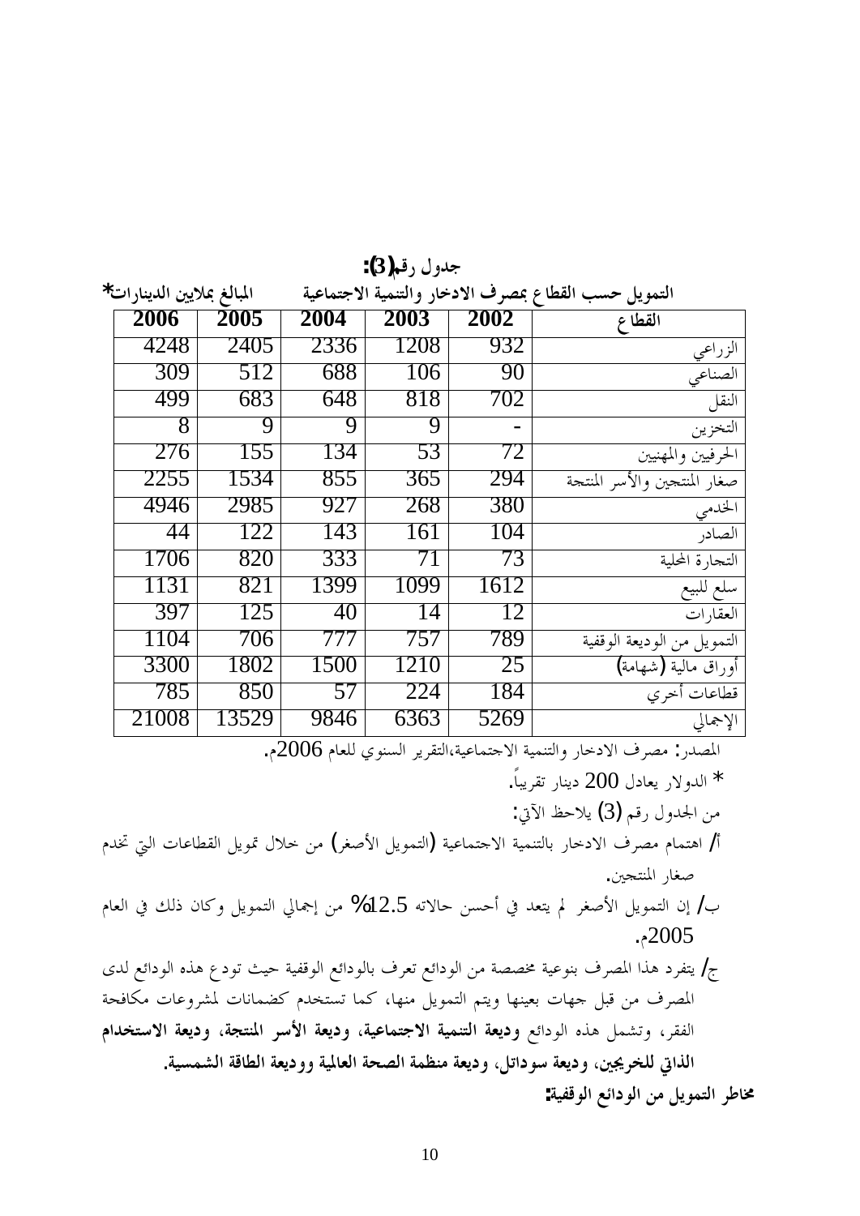**جدول رقم(3):**

**التمويل حسب القطاع بمصرف الادخار والتنمية الاجتماعية** **المبالغ بملايين الدينارات***

| القطاع | 2002 | 2003 | 2004 | 2005 | 2006 |
|---|---|---|---|---|---|
| الزراعي | 932 | 1208 | 2336 | 2405 | 4248 |
| الصناعي | 90 | 106 | 688 | 512 | 309 |
| النقل | 702 | 818 | 648 | 683 | 499 |
| التخزين | - | 9 | 9 | 9 | 8 |
| الحرفيين والمهنيين | 72 | 53 | 134 | 155 | 276 |
| صغار المنتجين والأسر المنتجة | 294 | 365 | 855 | 1534 | 2255 |
| الخدمي | 380 | 268 | 927 | 2985 | 4946 |
| الصادر | 104 | 161 | 143 | 122 | 44 |
| التجارة المحلية | 73 | 71 | 333 | 820 | 1706 |
| سلع للبيع | 1612 | 1099 | 1399 | 821 | 1131 |
| العقارات | 12 | 14 | 40 | 125 | 397 |
| التمويل من الوديعة الوقفية | 789 | 757 | 777 | 706 | 1104 |
| أوراق مالية (شهامة) | 25 | 1210 | 1500 | 1802 | 3300 |
| قطاعات أخرى | 184 | 224 | 57 | 850 | 785 |
| الإجمالي | 5269 | 6363 | 9846 | 13529 | 21008 |

المصدر: مصرف الادخار والتنمية الاجتماعية،التقرير السنوي للعام 2006م.

* الدولار يعادل 200 دينار تقريباً.

من الجدول رقم (3) يلاحظ الآتي:

أ/ اهتمام مصرف الادخار بالتنمية الاجتماعية (التمويل الأصغر) من خلال تمويل القطاعات التي تخدم صغار المنتجين.

ب/ إن التمويل الأصغر لم يتعد في أحسن حالاته 12.5% من إجمالي التمويل وكان ذلك في العام 2005م.

ج/ يتفرد هذا المصرف بنوعية مخصصة من الودائع تعرف بالودائع الوقفية حيث تودع هذه الودائع لدى المصرف من قبل جهات بعينها ويتم التمويل منها، كما تستخدم كضمانات لمشروعات مكافحة الفقر، وتشمل هذه الودائع **وديعة التنمية الاجتماعية، وديعة الأسر المنتجة، وديعة الاستخدام الذاتي للخريجين، وديعة سوداتل، وديعة منظمة الصحة العالمية ووديعة الطاقة الشمسية.**

**مخاطر التمويل من الودائع الوقفية:**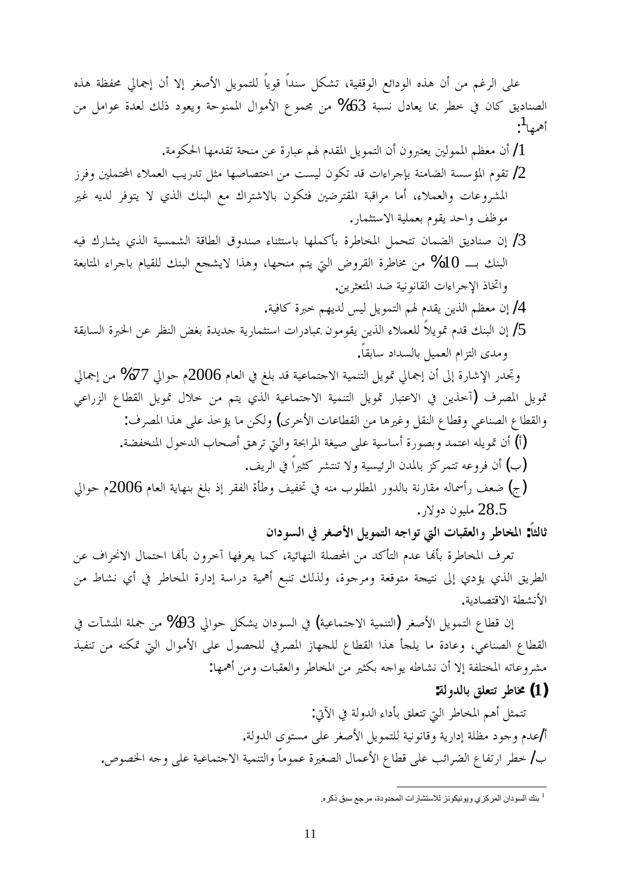على الرغم من أن هذه الودائع الوقفية، تشكل سنداً قوياً للتمويل الأصغر إلا أن إجمالي محفظة هذه الصناديق كان في خطر بما يعادل نسبة 63% من مجموع الأموال الممنوحة ويعود ذلك لعدة عوامل من أهمها[1]:

1/ أن معظم الممولين يعتبرون أن التمويل المقدم لهم عبارة عن منحة تقدمها الحكومة.

2/ تقوم المؤسسة الضامنة بإجراءات قد تكون ليست من اختصاصها مثل تدريب العملاء المحتملين وفرز المشروعات والعملاء، أما مراقبة المقترضين فتكون بالاشتراك مع البنك الذي لا يتوفر لديه غير موظف واحد يقوم بعملية الاستثمار.

3/ إن صناديق الضمان تتحمل المخاطرة بأكملها باستثناء صندوق الطاقة الشمسية الذي يشارك فيه البنك بـــ 10% من مخاطرة القروض التي يتم منحها، وهذا لايشجع البنك للقيام باجراء المتابعة واتخاذ الإجراءات القانونية ضد المتعثرين.

4/ إن معظم الذين يقدم لهم التمويل ليس لديهم خبرة كافية.

5/ إن البنك قدم تمويلاً للعملاء الذين يقومون بمبادرات استثمارية جديدة بغض النظر عن الخبرة السابقة ومدى التزام العميل بالسداد سابقاً.

وتجدر الإشارة إلى أن إجمالي تمويل التنمية الاجتماعية قد بلغ في العام 2006م حوالي 77% من إجمالي تمويل المصرف (آخذين في الاعتبار تمويل التنمية الاجتماعية الذي يتم من خلال تمويل القطاع الزراعي والقطاع الصناعي وقطاع النقل وغيرها من القطاعات الأخرى) ولكن ما يؤخذ على هذا المصرف:

(أ) أن تمويله اعتمد وبصورة أساسية على صيغة المرابحة والتي ترهق أصحاب الدخول المنخفضة.

(ب) أن فروعه تتمركز بالمدن الرئيسية ولا تنتشر كثيراً في الريف.

(ج) ضعف رأسماله مقارنة بالدور المطلوب منه في تخفيف وطأة الفقر إذ بلغ بنهاية العام 2006م حوالي 28.5 مليون دولار.

## ثالثاً: المخاطر والعقبات التي تواجه التمويل الأصغر في السودان

تعرف المخاطرة بأنها عدم التأكد من المحصلة النهائية، كما يعرفها آخرون بأنها احتمال الانحراف عن الطريق الذي يؤدي إلى نتيجة متوقعة ومرجوة، ولذلك تنبع أهمية دراسة إدارة المخاطر في أي نشاط من الأنشطة الاقتصادية.

إن قطاع التمويل الأصغر (التنمية الاجتماعية) في السودان يشكل حوالي 93% من جملة المنشآت في القطاع الصناعي، وعادة ما يلجأ هذا القطاع للجهاز المصرفي للحصول على الأموال التي تمكنه من تنفيذ مشروعاته المختلفة إلا أن نشاطه يواجه بكثير من المخاطر والعقبات ومن أهمها:

### (1) مخاطر تتعلق بالدولة:

تتمثل أهم المخاطر التي تتعلق بأداء الدولة في الآتي:

أ/عدم وجود مظلة إدارية وقانونية للتمويل الأصغر على مستوى الدولة.

ب/ خطر ارتفاع الضرائب على قطاع الأعمال الصغيرة عموماً والتنمية الاجتماعية على وجه الخصوص.

---

[1] بنك السودان المركزي ويونيكونز للاستشارات المحدودة، مرجع سبق ذكره.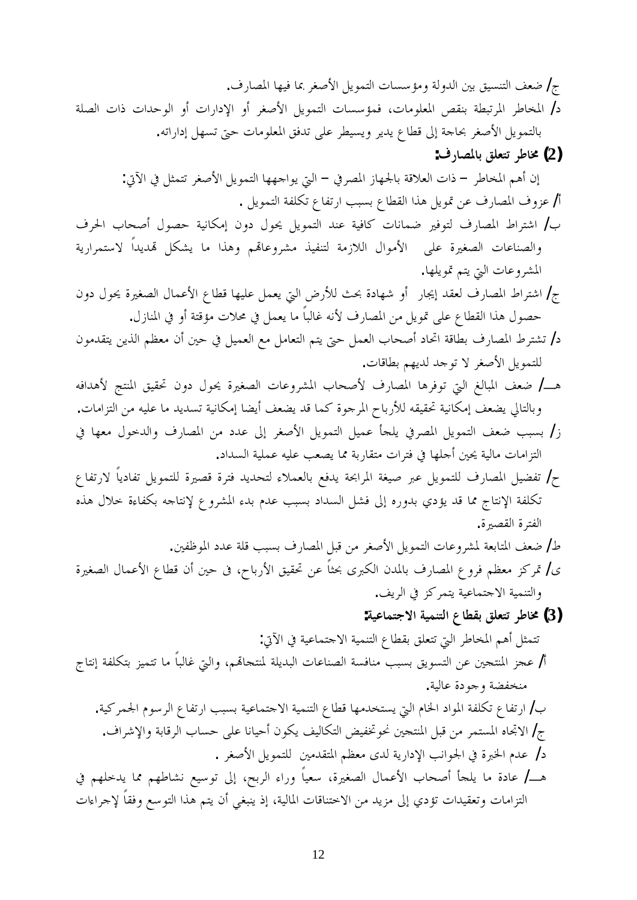ج/ ضعف التنسيق بين الدولة ومؤسسات التمويل الأصغر بما فيها المصارف.

د/ المخاطر المرتبطة بنقص المعلومات، فمؤسسات التمويل الأصغر أو الإدارات أو الوحدات ذات الصلة بالتمويل الأصغر بحاجة إلى قطاع يدير ويسيطر على تدفق المعلومات حتى تسهل إداراته.

### (2) مخاطر تتعلق بالمصارف:

إن أهم المخاطر – ذات العلاقة بالجهاز المصرفي – التي يواجهها التمويل الأصغر تتمثل في الآتي:

أ/ عزوف المصارف عن تمويل هذا القطاع بسبب ارتفاع تكلفة التمويل .

ب/ اشتراط المصارف لتوفير ضمانات كافية عند التمويل يحول دون إمكانية حصول أصحاب الحرف والصناعات الصغيرة على الأموال اللازمة لتنفيذ مشروعاتهم وهذا ما يشكل تهديداً لاستمرارية المشروعات التي يتم تمويلها.

ج/ اشتراط المصارف لعقد إيجار أو شهادة بحث للأرض التي يعمل عليها قطاع الأعمال الصغيرة يحول دون حصول هذا القطاع على تمويل من المصارف لأنه غالباً ما يعمل في محلات مؤقتة أو في المنازل.

د/ تشترط المصارف بطاقة اتحاد أصحاب العمل حتى يتم التعامل مع العميل في حين أن معظم الذين يتقدمون للتمويل الأصغر لا توجد لديهم بطاقات.

هـ/ ضعف المبالغ التي توفرها المصارف لأصحاب المشروعات الصغيرة يحول دون تحقيق المنتج لأهدافه وبالتالي يضعف إمكانية تحقيقه للأرباح المرجوة كما قد يضعف أيضا إمكانية تسديد ما عليه من التزامات.

ز/ بسبب ضعف التمويل المصرفي يلجأ عميل التمويل الأصغر إلى عدد من المصارف والدخول معها في التزامات مالية يحين أجلها في فترات متقاربة مما يصعب عليه عملية السداد.

ح/ تفضيل المصارف للتمويل عبر صيغة المرابحة يدفع بالعملاء لتحديد فترة قصيرة للتمويل تفادياً لارتفاع تكلفة الإنتاج مما قد يؤدي بدوره إلى فشل السداد بسبب عدم بدء المشروع لإنتاجه بكفاءة خلال هذه الفترة القصيرة.

ط/ ضعف المتابعة لمشروعات التمويل الأصغر من قبل المصارف بسبب قلة عدد الموظفين.

ى/ تمركز معظم فروع المصارف بالمدن الكبرى بحثاً عن تحقيق الأرباح، فى حين أن قطاع الأعمال الصغيرة والتنمية الاجتماعية يتمركز في الريف.

### (3) مخاطر تتعلق بقطاع التنمية الاجتماعية:

تتمثل أهم المخاطر التي تتعلق بقطاع التنمية الاجتماعية في الآتي:

أ/ عجز المنتجين عن التسويق بسبب منافسة الصناعات البديلة لمنتجاتهم، والتي غالباً ما تتميز بتكلفة إنتاج منخفضة وجودة عالية.

ب/ ارتفاع تكلفة المواد الخام التي يستخدمها قطاع التنمية الاجتماعية بسبب ارتفاع الرسوم الجمركية.

ج/ الاتجاه المستمر من قبل المنتجين نحو تخفيض التكاليف يكون أحيانا على حساب الرقابة والإشراف.

د/ عدم الخبرة في الجوانب الإدارية لدى معظم المتقدمين للتمويل الأصغر .

هـ/ عادة ما يلجأ أصحاب الأعمال الصغيرة، سعياً وراء الربح، إلى توسيع نشاطهم مما يدخلهم في التزامات وتعقيدات تؤدي إلى مزيد من الاختناقات المالية، إذ ينبغي أن يتم هذا التوسع وفقاً لإجراءات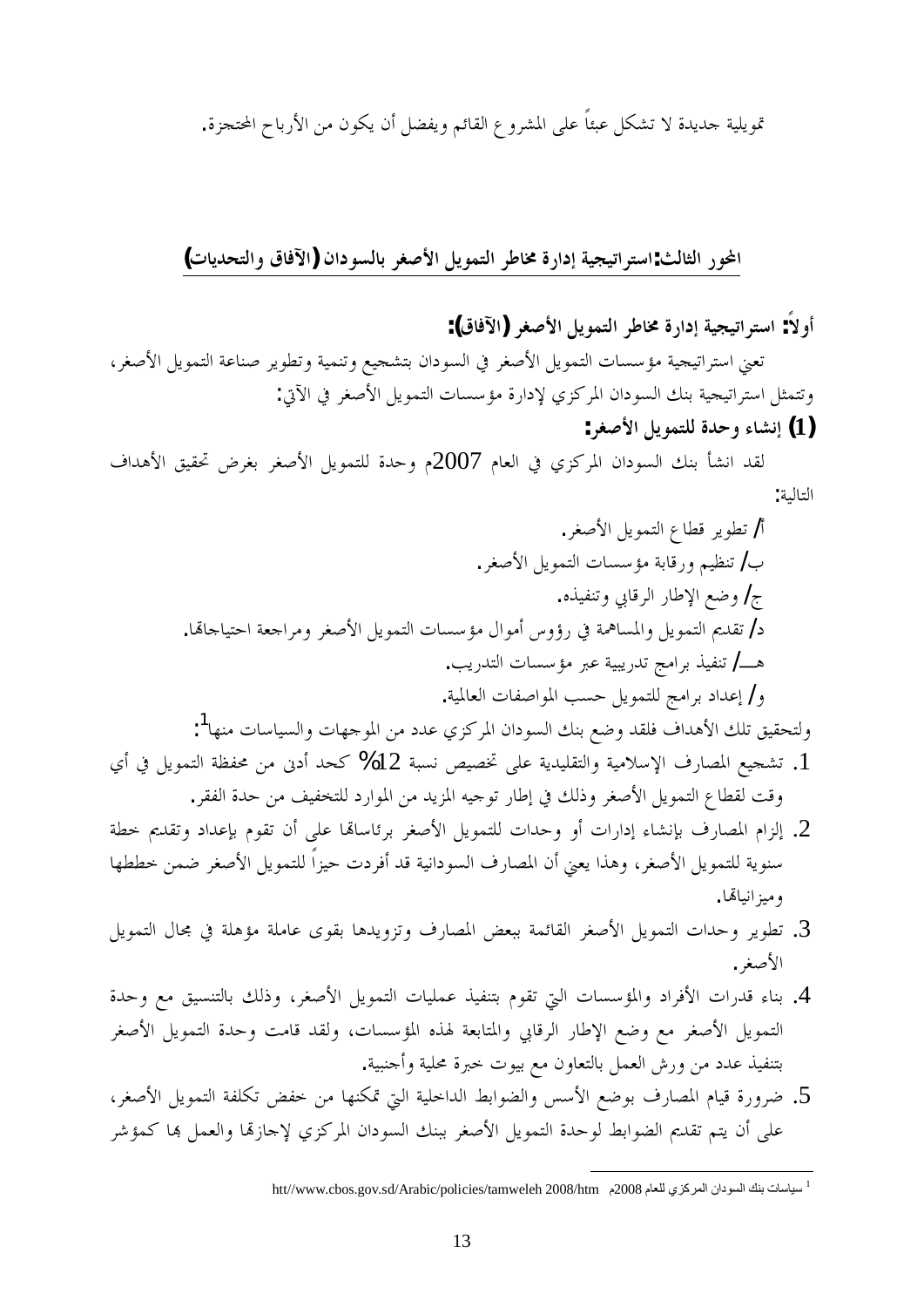تمويلية جديدة لا تشكل عبئاً على المشروع القائم ويفضل أن يكون من الأرباح المحتجزة.

## المحور الثالث: استراتيجية إدارة مخاطر التمويل الأصغر بالسودان (الآفاق والتحديات)

### أولاً: استراتيجية إدارة مخاطر التمويل الأصغر (الآفاق):

تعني استراتيجية مؤسسات التمويل الأصغر في السودان بتشجيع وتنمية وتطوير صناعة التمويل الأصغر، وتتمثل استراتيجية بنك السودان المركزي لإدارة مؤسسات التمويل الأصغر في الآتي:

**(1) إنشاء وحدة للتمويل الأصغر:**

لقد انشأ بنك السودان المركزي في العام 2007م وحدة للتمويل الأصغر بغرض تحقيق الأهداف التالية:

أ/ تطوير قطاع التمويل الأصغر.
ب/ تنظيم ورقابة مؤسسات التمويل الأصغر.
ج/ وضع الإطار الرقابي وتنفيذه.
د/ تقديم التمويل والمساهمة في رؤوس أموال مؤسسات التمويل الأصغر ومراجعة احتياجاتها.
هـ/ تنفيذ برامج تدريبية عبر مؤسسات التدريب.
و/ إعداد برامج للتمويل حسب المواصفات العالمية.

ولتحقيق تلك الأهداف فلقد وضع بنك السودان المركزي عدد من الموجهات والسياسات منها[1]:

1. تشجيع المصارف الإسلامية والتقليدية على تخصيص نسبة 12% كحد أدنى من محفظة التمويل في أي وقت لقطاع التمويل الأصغر وذلك في إطار توجيه المزيد من الموارد للتخفيف من حدة الفقر.
2. إلزام المصارف بإنشاء إدارات أو وحدات للتمويل الأصغر برئاساتها على أن تقوم بإعداد وتقديم خطة سنوية للتمويل الأصغر، وهذا يعني أن المصارف السودانية قد أفردت حيزاً للتمويل الأصغر ضمن خططها وميزانياتها.
3. تطوير وحدات التمويل الأصغر القائمة ببعض المصارف وتزويدها بقوى عاملة مؤهلة في مجال التمويل الأصغر.
4. بناء قدرات الأفراد والمؤسسات التي تقوم بتنفيذ عمليات التمويل الأصغر، وذلك بالتنسيق مع وحدة التمويل الأصغر مع وضع الإطار الرقابي والمتابعة لهذه المؤسسات، ولقد قامت وحدة التمويل الأصغر بتنفيذ عدد من ورش العمل بالتعاون مع بيوت خبرة محلية وأجنبية.
5. ضرورة قيام المصارف بوضع الأسس والضوابط الداخلية التي تمكنها من خفض تكلفة التمويل الأصغر، على أن يتم تقديم الضوابط لوحدة التمويل الأصغر ببنك السودان المركزي لإجازتها والعمل بها كمؤشر

---

[1] سياسات بنك السودان المركزي للعام 2008م htt//www.cbos.gov.sd/Arabic/policies/tamweleh 2008/htm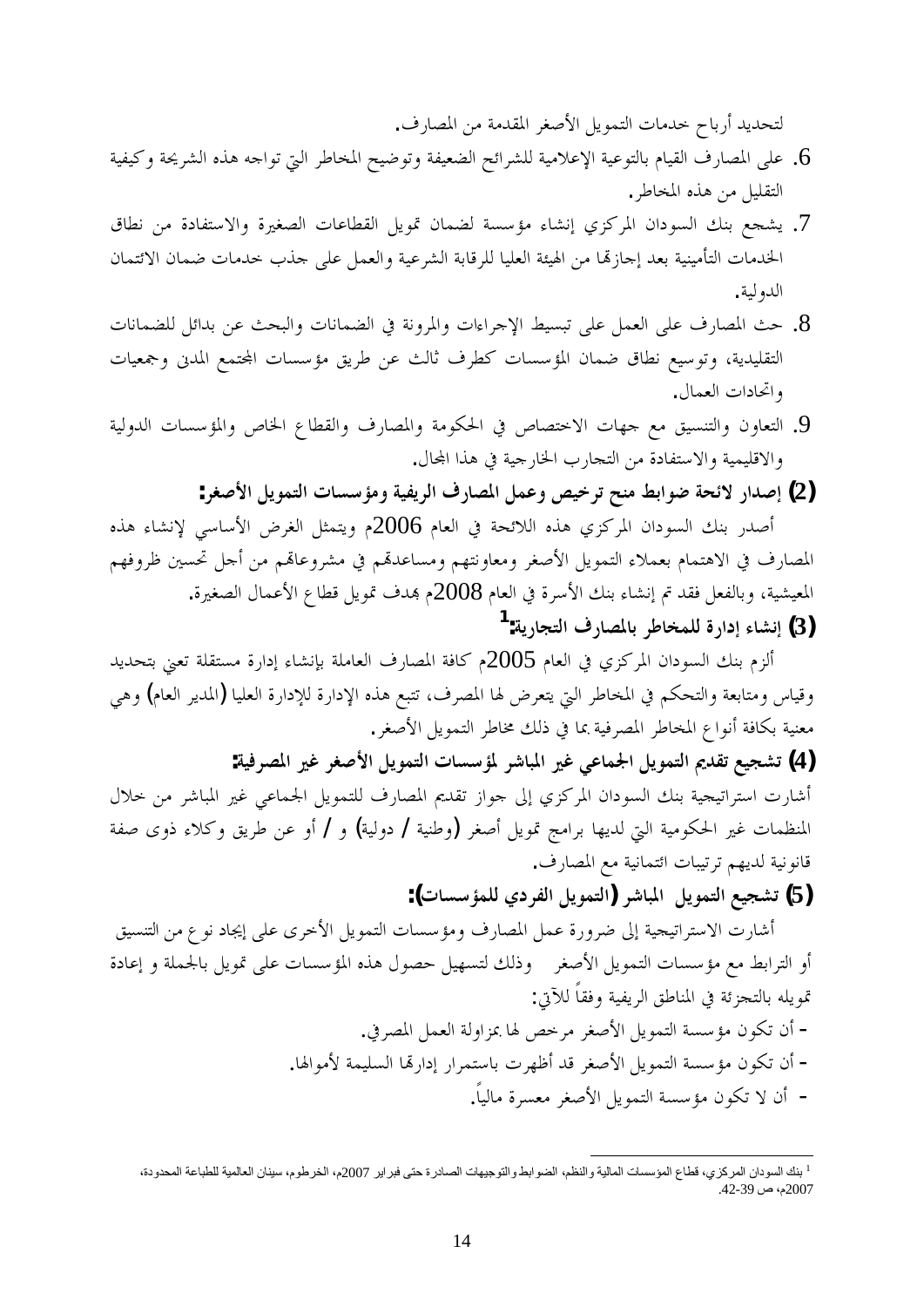لتحديد أرباح خدمات التمويل الأصغر المقدمة من المصارف.

6. على المصارف القيام بالتوعية الإعلامية للشرائح الضعيفة وتوضيح المخاطر التي تواجه هذه الشريحة وكيفية التقليل من هذه المخاطر.
7. يشجع بنك السودان المركزي إنشاء مؤسسة لضمان تمويل القطاعات الصغيرة والاستفادة من نطاق الخدمات التأمينية بعد إجازتها من الهيئة العليا للرقابة الشرعية والعمل على جذب خدمات ضمان الائتمان الدولية.
8. حث المصارف على العمل على تبسيط الإجراءات والمرونة في الضمانات والبحث عن بدائل للضمانات التقليدية، وتوسيع نطاق ضمان المؤسسات كطرف ثالث عن طريق مؤسسات المجتمع المدني وجمعيات واتحادات العمال.
9. التعاون والتنسيق مع جهات الاختصاص في الحكومة والمصارف والقطاع الخاص والمؤسسات الدولية والاقليمية والاستفادة من التجارب الخارجية في هذا المجال.

**(2) إصدار لائحة ضوابط منح ترخيص وعمل المصارف الريفية ومؤسسات التمويل الأصغر:**

أصدر بنك السودان المركزي هذه اللائحة في العام 2006م ويتمثل الغرض الأساسي لإنشاء هذه المصارف في الاهتمام بعملاء التمويل الأصغر ومعاونتهم ومساعدتهم في مشروعاتهم من أجل تحسين ظروفهم المعيشية، وبالفعل فقد تم إنشاء بنك الأسرة في العام 2008م بهدف تمويل قطاع الأعمال الصغيرة.

**(3) إنشاء إدارة للمخاطر بالمصارف التجارية:[1]**

ألزم بنك السودان المركزي في العام 2005م كافة المصارف العاملة بإنشاء إدارة مستقلة تعنى بتحديد وقياس ومتابعة والتحكم في المخاطر التي يتعرض لها المصرف، تتبع هذه الإدارة للإدارة العليا (المدير العام) وهي معنية بكافة أنواع المخاطر المصرفية بما في ذلك مخاطر التمويل الأصغر.

**(4) تشجيع تقديم التمويل الجماعي غير المباشر لمؤسسات التمويل الأصغر غير المصرفية:**

أشارت استراتيجية بنك السودان المركزي إلى جواز تقديم المصارف للتمويل الجماعي غير المباشر من خلال المنظمات غير الحكومية التي لديها برامج تمويل أصغر (وطنية / دولية) و / أو عن طريق وكلاء ذوى صفة قانونية لديهم ترتيبات ائتمانية مع المصارف.

**(5) تشجيع التمويل المباشر (التمويل الفردي للمؤسسات):**

أشارت الاستراتيجية إلى ضرورة عمل المصارف ومؤسسات التمويل الأخرى على إيجاد نوع من التنسيق أو الترابط مع مؤسسات التمويل الأصغر وذلك لتسهيل حصول هذه المؤسسات على تمويل بالجملة و إعادة تمويله بالتجزئة في المناطق الريفية وفقاً للآتي:

- أن تكون مؤسسة التمويل الأصغر مرخص لها بمزاولة العمل المصرفي.
- أن تكون مؤسسة التمويل الأصغر قد أظهرت باستمرار إدارتها السليمة لأموالها.
- أن لا تكون مؤسسة التمويل الأصغر معسرة مالياً.

---

[1] بنك السودان المركزي، قطاع المؤسسات المالية والنظم، الضوابط والتوجيهات الصادرة حتى فبراير 2007م، الخرطوم، سينان العالمية للطباعة المحدودة، 2007م، ص 39-42.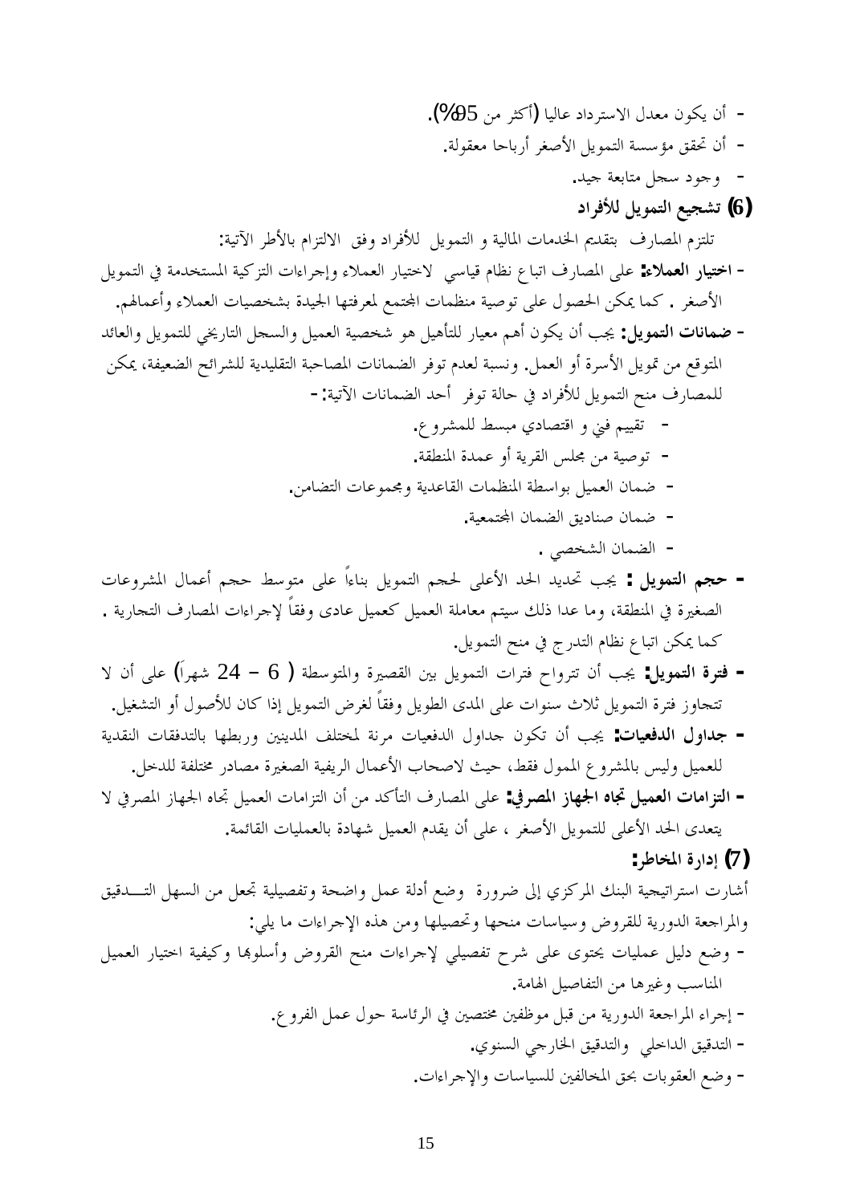- أن يكون معدل الاسترداد عاليا (أكثر من 95%).
- أن تحقق مؤسسة التمويل الأصغر أرباحا معقولة.
- وجود سجل متابعة جيد.

## (6) تشجيع التمويل للأفراد

تلتزم المصارف بتقديم الخدمات المالية و التمويل للأفراد وفق الالتزام بالأطر الآتية:

- **اختيار العملاء:** على المصارف اتباع نظام قياسي لاختيار العملاء وإجراءات التزكية المستخدمة في التمويل الأصغر . كما يمكن الحصول على توصية منظمات المجتمع لمعرفتها الجيدة بشخصيات العملاء وأعمالهم.
- **ضمانات التمويل:** يجب أن يكون أهم معيار للتأهيل هو شخصية العميل والسجل التاريخي للتمويل والعائد المتوقع من تمويل الأسرة أو العمل. ونسبة لعدم توفر الضمانات المصاحبة التقليدية للشرائح الضعيفة، يمكن للمصارف منح التمويل للأفراد في حالة توفر أحد الضمانات الآتية: -
  - تقييم فني و اقتصادي مبسط للمشروع.
  - توصية من مجلس القرية أو عمدة المنطقة.
  - ضمان العميل بواسطة المنظمات القاعدية ومجموعات التضامن.
  - ضمان صناديق الضمان المجتمعية.
  - الضمان الشخصي .
- **حجم التمويل :** يجب تحديد الحد الأعلى لحجم التمويل بناءاً على متوسط حجم أعمال المشروعات الصغيرة في المنطقة، وما عدا ذلك سيتم معاملة العميل كعميل عادى وفقاً لإجراءات المصارف التجارية . كما يمكن اتباع نظام التدرج في منح التمويل.
- **فترة التمويل:** يجب أن تتراوح فترات التمويل بين القصيرة والمتوسطة ( 6 – 24 شهراَ) على أن لا تتجاوز فترة التمويل ثلاث سنوات على المدى الطويل وفقاً لغرض التمويل إذا كان للأصول أو التشغيل.
- **جداول الدفعيات:** يجب أن تكون جداول الدفعيات مرنة لمختلف المدينين وربطها بالتدفقات النقدية للعميل وليس بالمشروع الممول فقط، حيث لاصحاب الأعمال الريفية الصغيرة مصادر مختلفة للدخل.
- **التزامات العميل تجاه الجهاز المصرفي:** على المصارف التأكد من أن التزامات العميل تجاه الجهاز المصرفي لا يتعدى الحد الأعلى للتمويل الأصغر ، على أن يقدم العميل شهادة بالعمليات القائمة.

## (7) إدارة المخاطر:

أشارت استراتيجية البنك المركزي إلى ضرورة وضع أدلة عمل واضحة وتفصيلية تجعل من السهل التدقيق والمراجعة الدورية للقروض وسياسات منحها وتحصيلها ومن هذه الإجراءات ما يلي:

- وضع دليل عمليات يحتوى على شرح تفصيلي لإجراءات منح القروض وأسلوبها وكيفية اختيار العميل المناسب وغيرها من التفاصيل الهامة.
- إجراء المراجعة الدورية من قبل موظفين مختصين في الرئاسة حول عمل الفروع.
- التدقيق الداخلي والتدقيق الخارجي السنوي.
- وضع العقوبات بحق المخالفين للسياسات والإجراءات.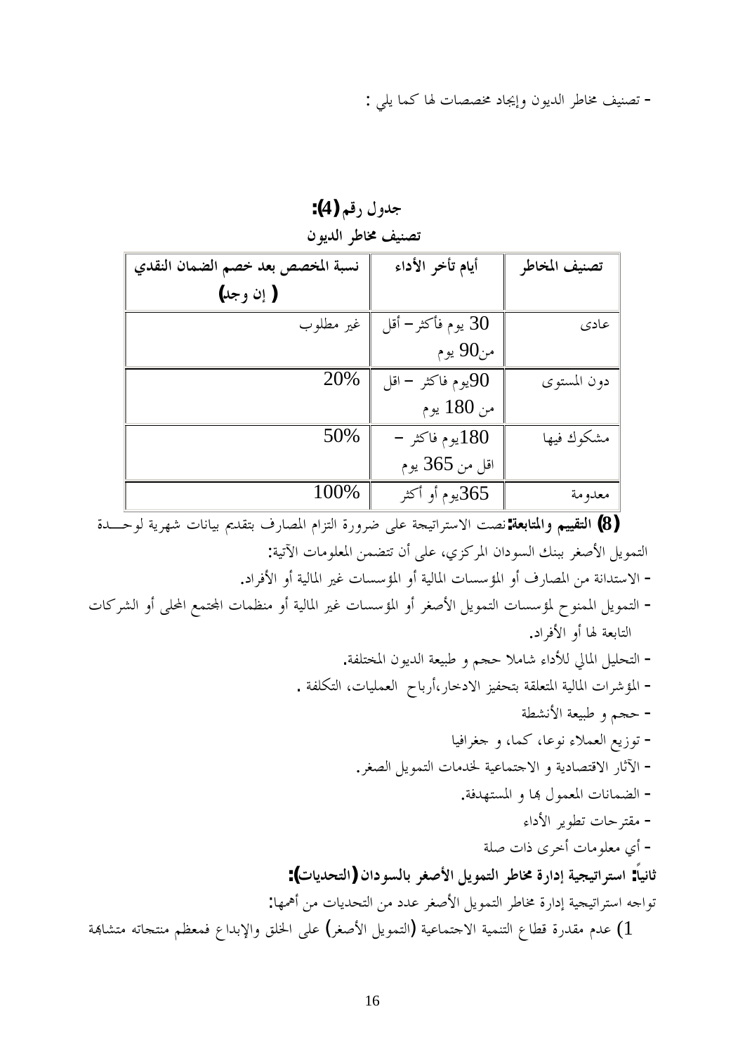- تصنيف مخاطر الديون وإيجاد مخصصات لها كما يلي :

**جدول رقم (4):**
**تصنيف مخاطر الديون**

| تصنيف المخاطر | أيام تأخر الأداء | نسبة المخصص بعد خصم الضمان النقدي ( إن وجد) |
|---|---|---|
| عادى | 30 يوم فأكثر – أقل من90 يوم | غير مطلوب |
| دون المستوى | 90يوم فاكثر – اقل من 180 يوم | 20% |
| مشكوك فيها | 180يوم فاكثر – اقل من 365 يوم | 50% |
| معدومة | 365يوم أو أكثر | 100% |

**(8) التقييم والمتابعة:** نصت الاستراتيجة على ضرورة التزام المصارف بتقديم بيانات شهرية لوحـــدة التمويل الأصغر ببنك السودان المركزي، على أن تتضمن المعلومات الآتية:

- الاستدانة من المصارف أو المؤسسات المالية أو المؤسسات غير المالية أو الأفراد.
- التمويل الممنوح لمؤسسات التمويل الأصغر أو المؤسسات غير المالية أو منظمات المجتمع المحلى أو الشركات التابعة لها أو الأفراد.
- التحليل المالي للأداء شاملا حجم و طبيعة الديون المختلفة.
- المؤشرات المالية المتعلقة بتحفيز الادخار،أرباح العمليات، التكلفة .
- حجم و طبيعة الأنشطة
- توزيع العملاء نوعا، كما، و جغرافيا
- الآثار الاقتصادية و الاجتماعية لخدمات التمويل الصغر.
- الضمانات المعمول بها و المستهدفة.
- مقترحات تطوير الأداء
- أي معلومات أخرى ذات صلة

**ثانياً: استراتيجية إدارة مخاطر التمويل الأصغر بالسودان (التحديات):**

تواجه استراتيجية إدارة مخاطر التمويل الأصغر عدد من التحديات من أهمها:

1) عدم مقدرة قطاع التنمية الاجتماعية (التمويل الأصغر) على الخلق والإبداع فمعظم منتجاته متشابهة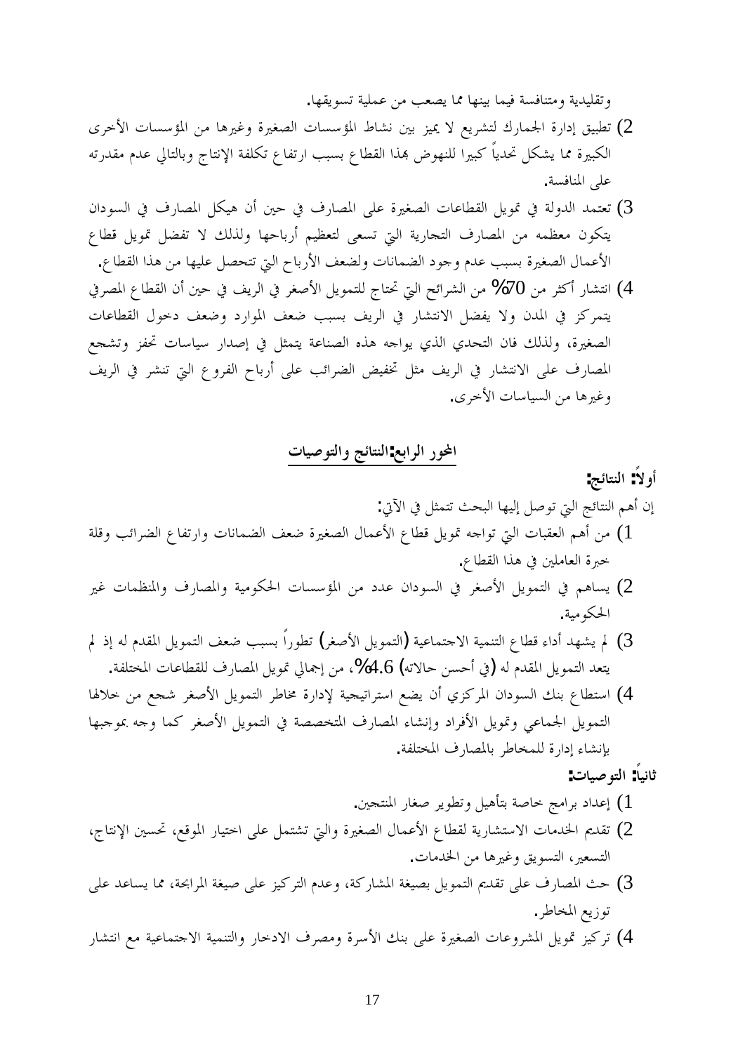وتقليدية ومتنافسة فيما بينها مما يصعب من عملية تسويقها.

2) تطبيق إدارة الجمارك لتشريع لا يميز بين نشاط المؤسسات الصغيرة وغيرها من المؤسسات الأخرى الكبيرة مما يشكل تحدياً كبيرا للنهوض بهذا القطاع بسبب ارتفاع تكلفة الإنتاج وبالتالي عدم مقدرته على المنافسة.

3) تعتمد الدولة في تمويل القطاعات الصغيرة على المصارف في حين أن هيكل المصارف في السودان يتكون معظمه من المصارف التجارية التي تسعى لتعظيم أرباحها ولذلك لا تفضل تمويل قطاع الأعمال الصغيرة بسبب عدم وجود الضمانات ولضعف الأرباح التي تتحصل عليها من هذا القطاع.

4) انتشار أكثر من 70% من الشرائح التي تحتاج للتمويل الأصغر في الريف في حين أن القطاع المصرفي يتمركز في المدن ولا يفضل الانتشار في الريف بسبب ضعف الموارد وضعف دخول القطاعات الصغيرة، ولذلك فان التحدي الذي يواجه هذه الصناعة يتمثل في إصدار سياسات تحفز وتشجع المصارف على الانتشار في الريف مثل تخفيض الضرائب على أرباح الفروع التي تنشر في الريف وغيرها من السياسات الأخرى.

## المحور الرابع:النتائج والتوصيات

### أولاً: النتائج:

إن أهم النتائج التي توصل إليها البحث تتمثل في الآتي:

1) من أهم العقبات التي تواجه تمويل قطاع الأعمال الصغيرة ضعف الضمانات وارتفاع الضرائب وقلة خبرة العاملين في هذا القطاع.

2) يساهم في التمويل الأصغر في السودان عدد من المؤسسات الحكومية والمصارف والمنظمات غير الحكومية.

3) لم يشهد أداء قطاع التنمية الاجتماعية (التمويل الأصغر) تطوراً بسبب ضعف التمويل المقدم له إذ لم يتعد التمويل المقدم له (في أحسن حالاته) 4.6%، من إجمالي تمويل المصارف للقطاعات المختلفة.

4) استطاع بنك السودان المركزي أن يضع استراتيجية لإدارة مخاطر التمويل الأصغر شجع من خلالها التمويل الجماعي وتمويل الأفراد وإنشاء المصارف المتخصصة في التمويل الأصغر كما وجه بموجبها بإنشاء إدارة للمخاطر بالمصارف المختلفة.

### ثانياً: التوصيات:

1) إعداد برامج خاصة بتأهيل وتطوير صغار المنتجين.

2) تقديم الخدمات الاستشارية لقطاع الأعمال الصغيرة والتي تشتمل على اختيار الموقع، تحسين الإنتاج، التسعير، التسويق وغيرها من الخدمات.

3) حث المصارف على تقديم التمويل بصيغة المشاركة، وعدم التركيز على صيغة المرابحة، مما يساعد على توزيع المخاطر.

4) تركيز تمويل المشروعات الصغيرة على بنك الأسرة ومصرف الادخار والتنمية الاجتماعية مع انتشار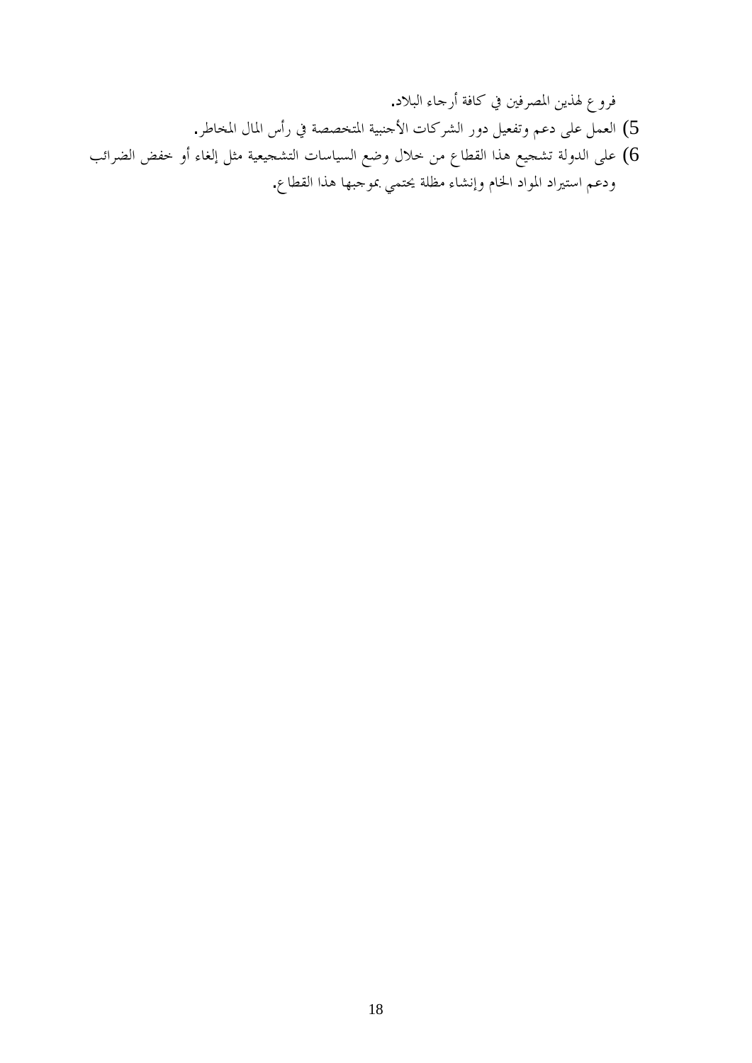فروع لهذين المصرفين في كافة أرجاء البلاد.

5) العمل على دعم وتفعيل دور الشركات الأجنبية المتخصصة في رأس المال المخاطر.

6) على الدولة تشجيع هذا القطاع من خلال وضع السياسات التشجيعية مثل إلغاء أو خفض الضرائب ودعم استيراد المواد الخام وإنشاء مظلة يحتمي بموجبها هذا القطاع.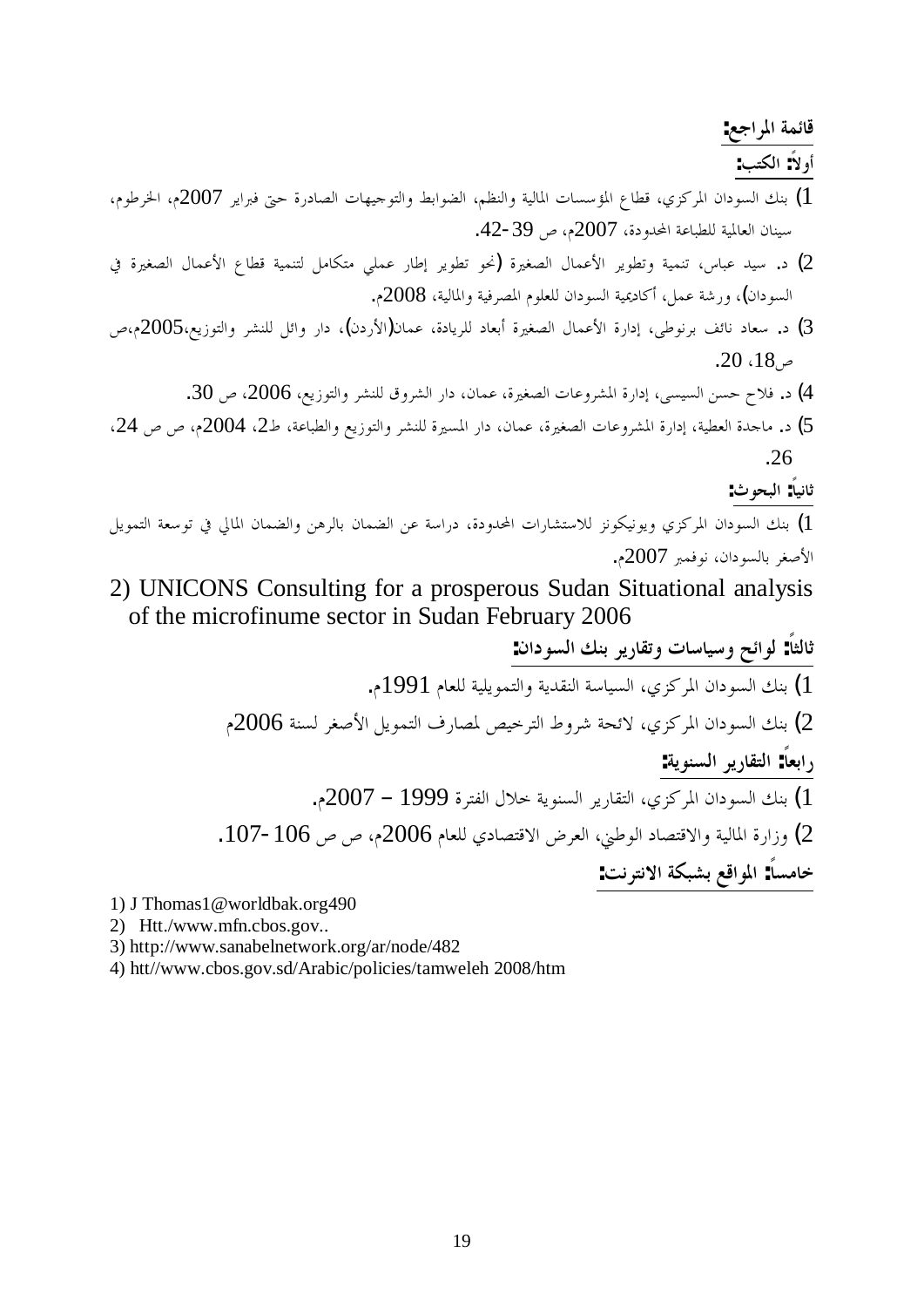## قائمة المراجع:

### أولاً: الكتب:

1) بنك السودان المركزي، قطاع المؤسسات المالية والنظم، الضوابط والتوجيهات الصادرة حتى فبراير 2007م، الخرطوم، سينان العالمية للطباعة المحدودة، 2007م، ص 39-42.

2) د. سيد عباس، تنمية وتطوير الأعمال الصغيرة (نحو تطوير إطار عملي متكامل لتنمية قطاع الأعمال الصغيرة في السودان)، ورشة عمل، أكاديمية السودان للعلوم المصرفية والمالية، 2008م.

3) د. سعاد نائف برنوطي، إدارة الأعمال الصغيرة أبعاد للريادة، عمان(الأردن)، دار وائل للنشر والتوزيع،2005م،ص ص18، 20.

4) د. فلاح حسن السيسي، إدارة المشروعات الصغيرة، عمان، دار الشروق للنشر والتوزيع، 2006، ص 30.

5) د. ماجدة العطية، إدارة المشروعات الصغيرة، عمان، دار المسيرة للنشر والتوزيع والطباعة، ط2، 2004م، ص ص 24، 26.

### ثانياً: البحوث:

1) بنك السودان المركزي ويونيكونز للاستشارات المحدودة، دراسة عن الضمان بالرهن والضمان المالي في توسعة التمويل الأصغر بالسودان، نوفمبر 2007م.

2) UNICONS Consulting for a prosperous Sudan Situational analysis of the microfinume sector in Sudan February 2006

### ثالثاً: لوائح وسياسات وتقارير بنك السودان:

1) بنك السودان المركزي، السياسة النقدية والتمويلية للعام 1991م.

2) بنك السودان المركزي، لائحة شروط الترخيص لمصارف التمويل الأصغر لسنة 2006م

### رابعاً: التقارير السنوية:

1) بنك السودان المركزي، التقارير السنوية خلال الفترة 1999 – 2007م.

2) وزارة المالية والاقتصاد الوطني، العرض الاقتصادي للعام 2006م، ص ص 106-107.

### خامساً: المواقع بشبكة الانترنت:

1) J Thomas1@worldbak.org490
2) Htt./www.mfn.cbos.gov..
3) http://www.sanabelnetwork.org/ar/node/482
4) htt//www.cbos.gov.sd/Arabic/policies/tamweleh 2008/htm